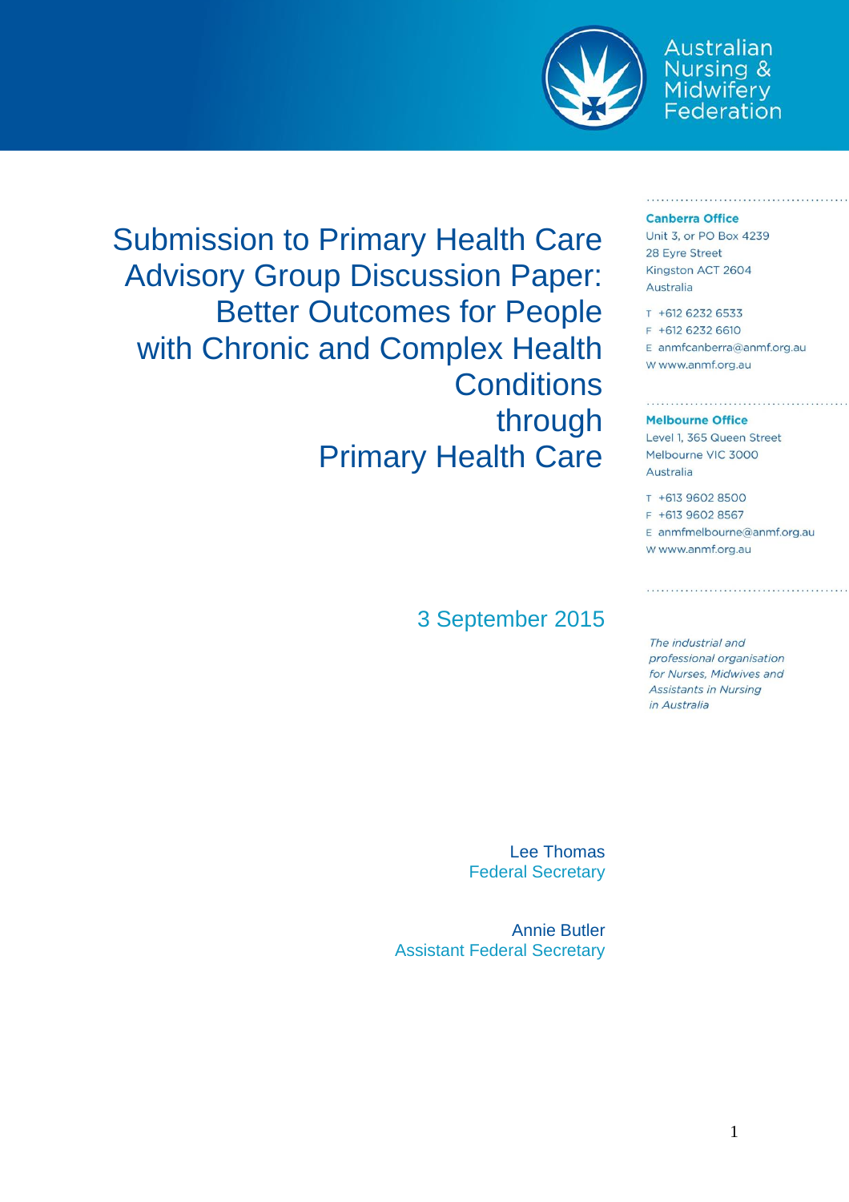Australian Nursing & Midwifery Federation

# Submission to Primary Health Care Advisory Group Discussion Paper: Better Outcomes for People with Chronic and Complex Health Conditions through Primary Health Care

**Canberra Office**
Unit 3, or PO Box 4239
28 Eyre Street
Kingston ACT 2604
Australia

T +612 6232 6533
F +612 6232 6610
E anmfcanberra@anmf.org.au
W www.anmf.org.au

**Melbourne Office**
Level 1, 365 Queen Street
Melbourne VIC 3000
Australia

T +613 9602 8500
F +613 9602 8567
E anmfmelbourne@anmf.org.au
W www.anmf.org.au

*The industrial and professional organisation for Nurses, Midwives and Assistants in Nursing in Australia*

3 September 2015

Lee Thomas
Federal Secretary

Annie Butler
Assistant Federal Secretary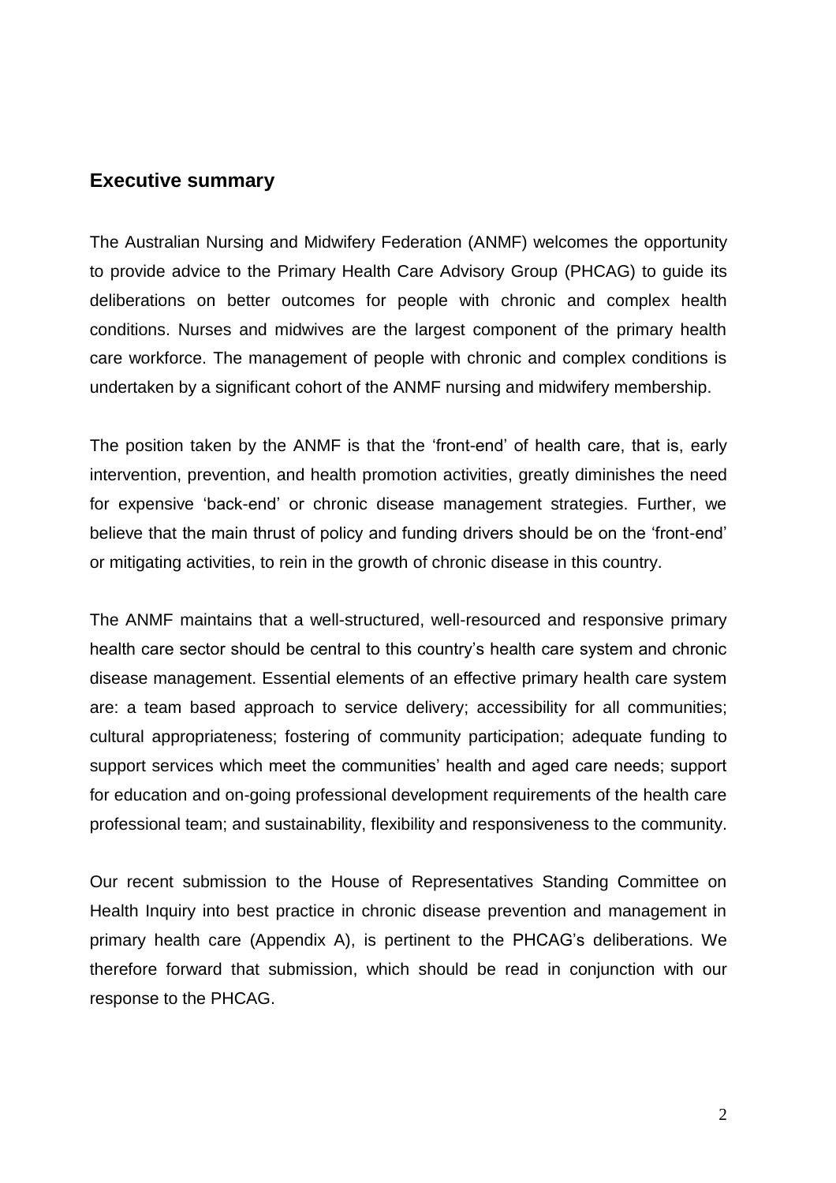## Executive summary

The Australian Nursing and Midwifery Federation (ANMF) welcomes the opportunity to provide advice to the Primary Health Care Advisory Group (PHCAG) to guide its deliberations on better outcomes for people with chronic and complex health conditions. Nurses and midwives are the largest component of the primary health care workforce. The management of people with chronic and complex conditions is undertaken by a significant cohort of the ANMF nursing and midwifery membership.

The position taken by the ANMF is that the 'front-end' of health care, that is, early intervention, prevention, and health promotion activities, greatly diminishes the need for expensive 'back-end' or chronic disease management strategies. Further, we believe that the main thrust of policy and funding drivers should be on the 'front-end' or mitigating activities, to rein in the growth of chronic disease in this country.

The ANMF maintains that a well-structured, well-resourced and responsive primary health care sector should be central to this country's health care system and chronic disease management. Essential elements of an effective primary health care system are: a team based approach to service delivery; accessibility for all communities; cultural appropriateness; fostering of community participation; adequate funding to support services which meet the communities' health and aged care needs; support for education and on-going professional development requirements of the health care professional team; and sustainability, flexibility and responsiveness to the community.

Our recent submission to the House of Representatives Standing Committee on Health Inquiry into best practice in chronic disease prevention and management in primary health care (Appendix A), is pertinent to the PHCAG's deliberations. We therefore forward that submission, which should be read in conjunction with our response to the PHCAG.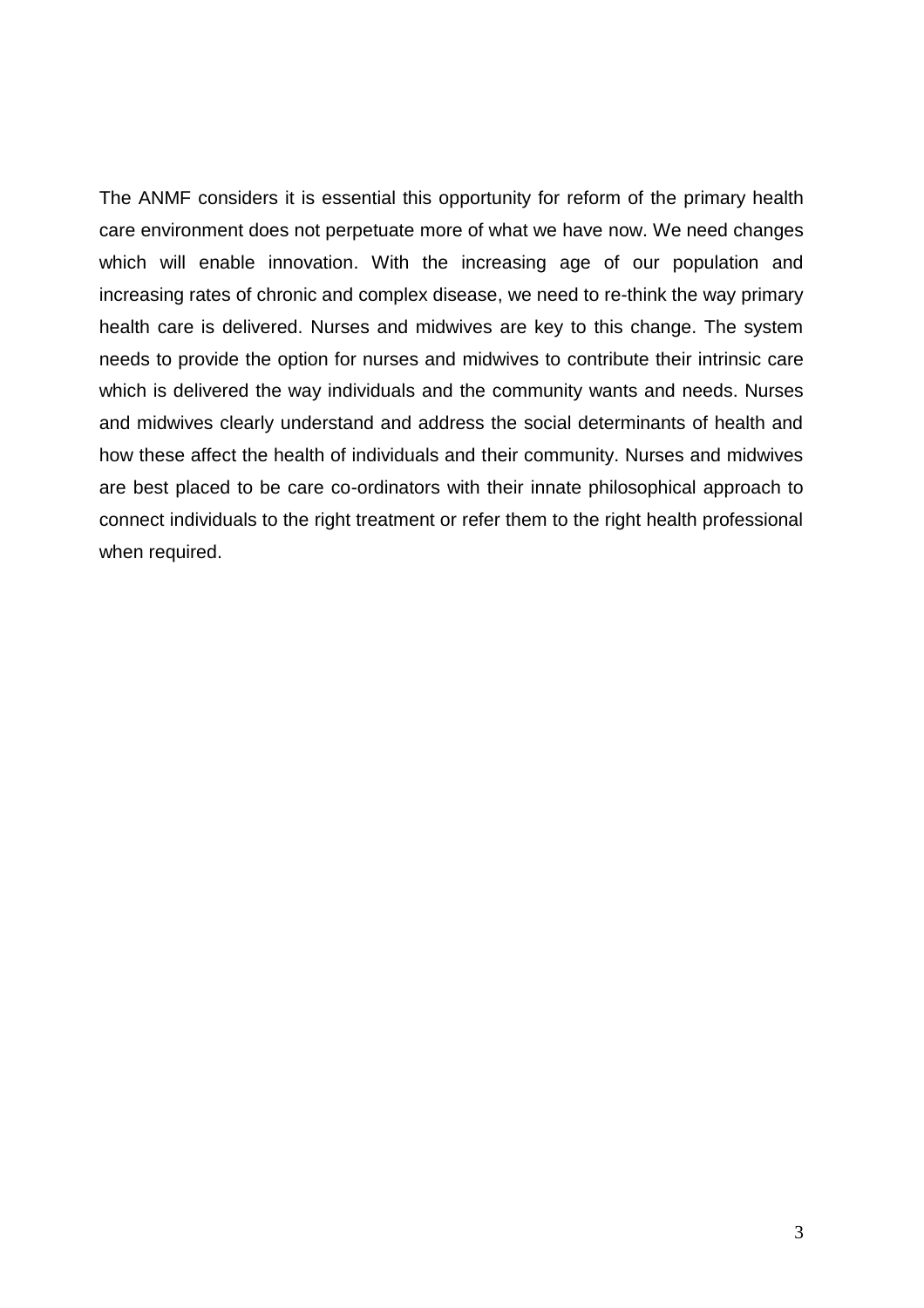The ANMF considers it is essential this opportunity for reform of the primary health care environment does not perpetuate more of what we have now. We need changes which will enable innovation. With the increasing age of our population and increasing rates of chronic and complex disease, we need to re-think the way primary health care is delivered. Nurses and midwives are key to this change. The system needs to provide the option for nurses and midwives to contribute their intrinsic care which is delivered the way individuals and the community wants and needs. Nurses and midwives clearly understand and address the social determinants of health and how these affect the health of individuals and their community. Nurses and midwives are best placed to be care co-ordinators with their innate philosophical approach to connect individuals to the right treatment or refer them to the right health professional when required.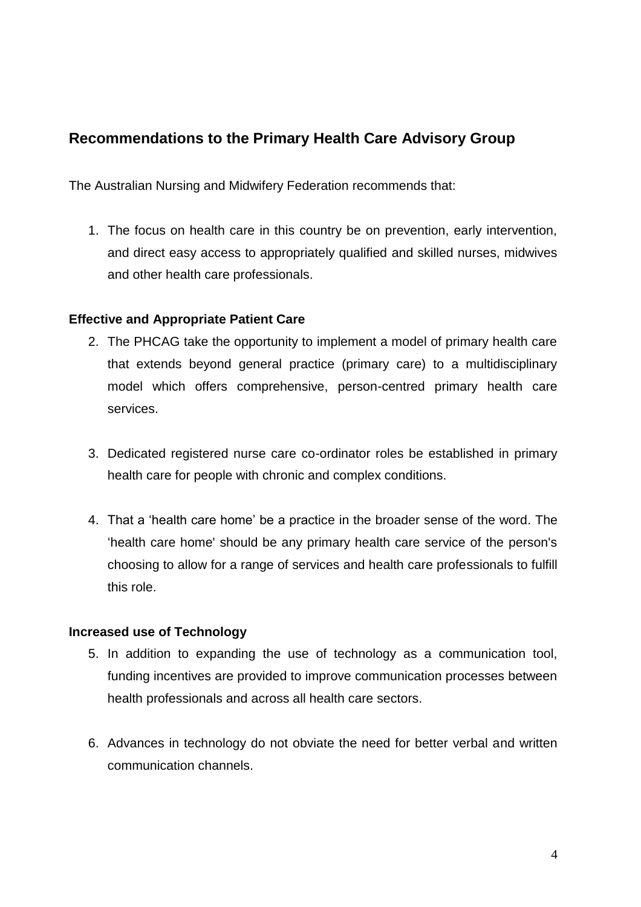## Recommendations to the Primary Health Care Advisory Group

The Australian Nursing and Midwifery Federation recommends that:

1. The focus on health care in this country be on prevention, early intervention, and direct easy access to appropriately qualified and skilled nurses, midwives and other health care professionals.

### Effective and Appropriate Patient Care

2. The PHCAG take the opportunity to implement a model of primary health care that extends beyond general practice (primary care) to a multidisciplinary model which offers comprehensive, person-centred primary health care services.

3. Dedicated registered nurse care co-ordinator roles be established in primary health care for people with chronic and complex conditions.

4. That a 'health care home' be a practice in the broader sense of the word. The 'health care home' should be any primary health care service of the person's choosing to allow for a range of services and health care professionals to fulfill this role.

### Increased use of Technology

5. In addition to expanding the use of technology as a communication tool, funding incentives are provided to improve communication processes between health professionals and across all health care sectors.

6. Advances in technology do not obviate the need for better verbal and written communication channels.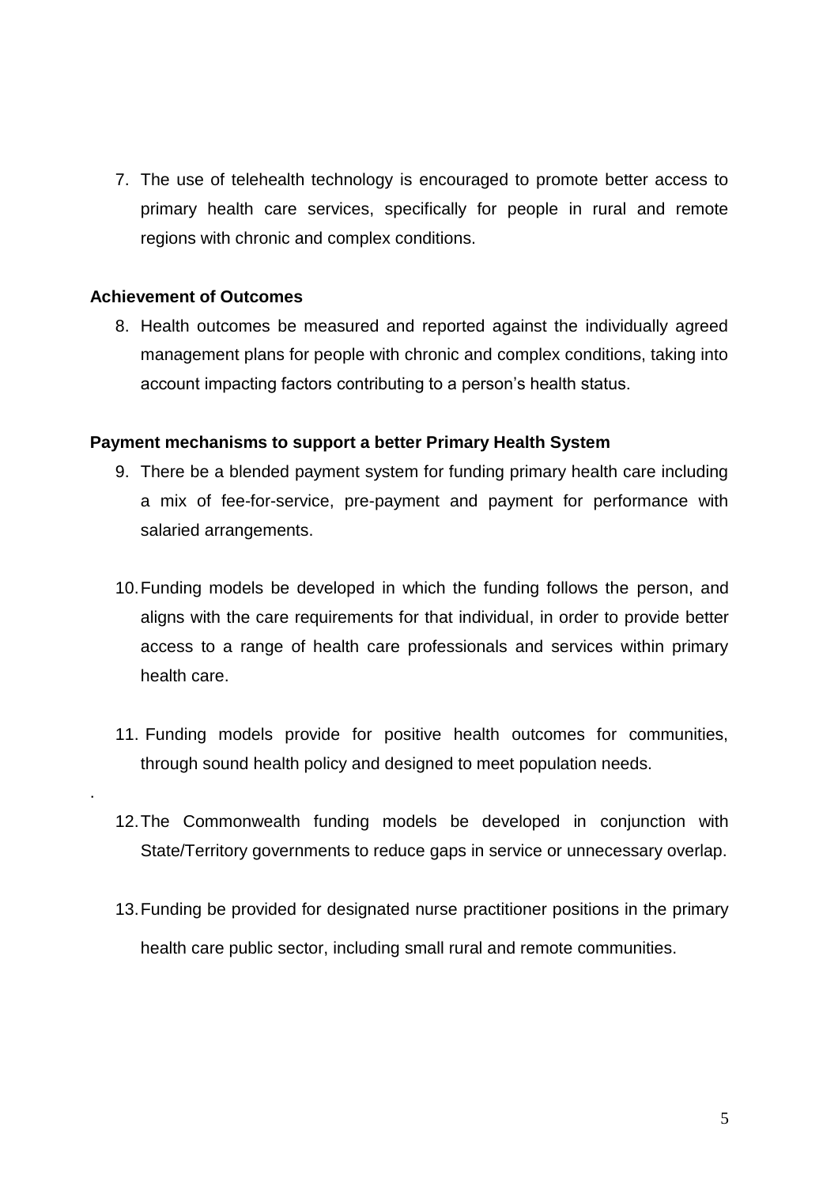7. The use of telehealth technology is encouraged to promote better access to primary health care services, specifically for people in rural and remote regions with chronic and complex conditions.

**Achievement of Outcomes**

8. Health outcomes be measured and reported against the individually agreed management plans for people with chronic and complex conditions, taking into account impacting factors contributing to a person's health status.

**Payment mechanisms to support a better Primary Health System**

9. There be a blended payment system for funding primary health care including a mix of fee-for-service, pre-payment and payment for performance with salaried arrangements.

10. Funding models be developed in which the funding follows the person, and aligns with the care requirements for that individual, in order to provide better access to a range of health care professionals and services within primary health care.

11. Funding models provide for positive health outcomes for communities, through sound health policy and designed to meet population needs.

12. The Commonwealth funding models be developed in conjunction with State/Territory governments to reduce gaps in service or unnecessary overlap.

13. Funding be provided for designated nurse practitioner positions in the primary health care public sector, including small rural and remote communities.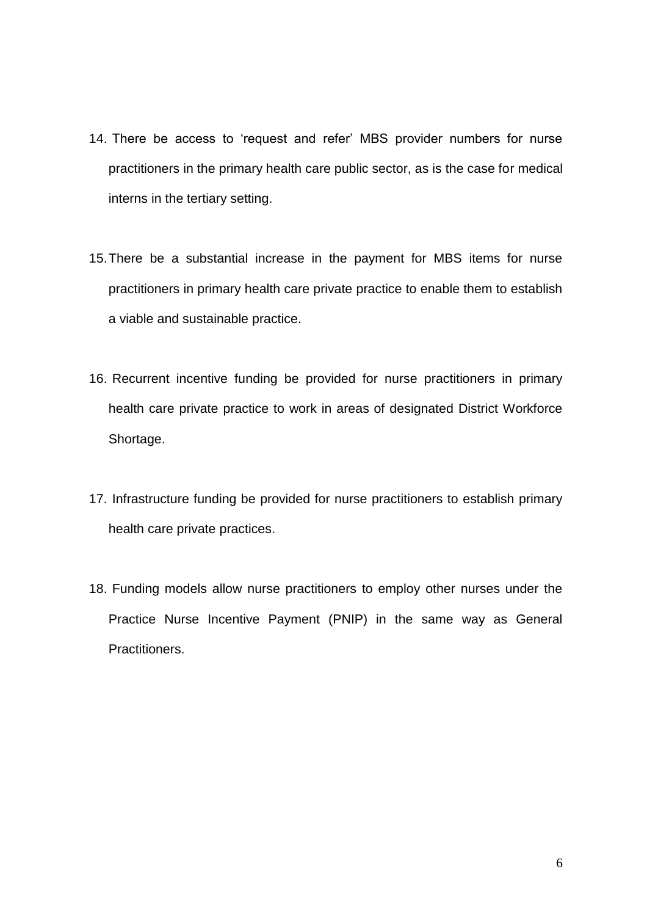14. There be access to 'request and refer' MBS provider numbers for nurse practitioners in the primary health care public sector, as is the case for medical interns in the tertiary setting.

15. There be a substantial increase in the payment for MBS items for nurse practitioners in primary health care private practice to enable them to establish a viable and sustainable practice.

16. Recurrent incentive funding be provided for nurse practitioners in primary health care private practice to work in areas of designated District Workforce Shortage.

17. Infrastructure funding be provided for nurse practitioners to establish primary health care private practices.

18. Funding models allow nurse practitioners to employ other nurses under the Practice Nurse Incentive Payment (PNIP) in the same way as General Practitioners.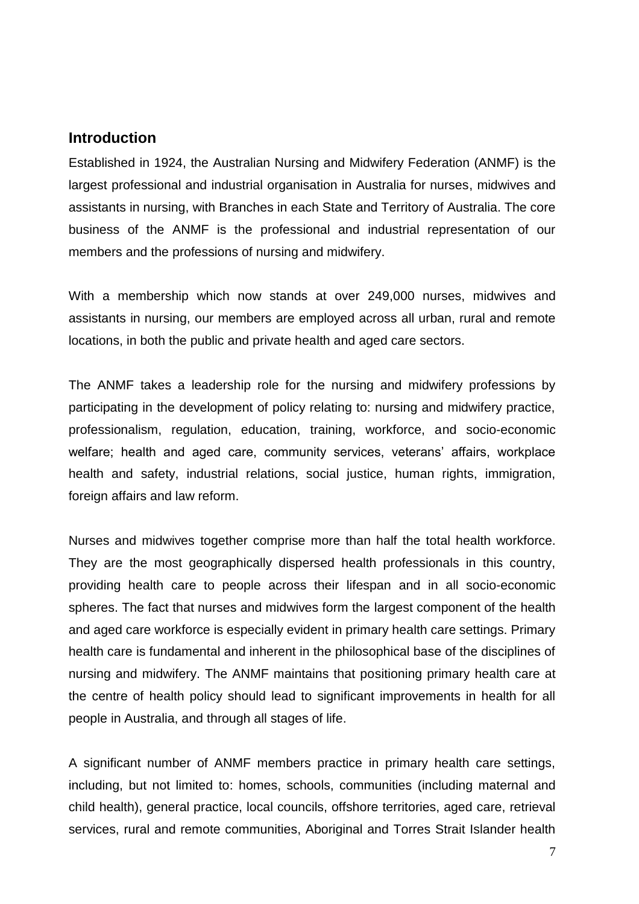## Introduction

Established in 1924, the Australian Nursing and Midwifery Federation (ANMF) is the largest professional and industrial organisation in Australia for nurses, midwives and assistants in nursing, with Branches in each State and Territory of Australia. The core business of the ANMF is the professional and industrial representation of our members and the professions of nursing and midwifery.

With a membership which now stands at over 249,000 nurses, midwives and assistants in nursing, our members are employed across all urban, rural and remote locations, in both the public and private health and aged care sectors.

The ANMF takes a leadership role for the nursing and midwifery professions by participating in the development of policy relating to: nursing and midwifery practice, professionalism, regulation, education, training, workforce, and socio-economic welfare; health and aged care, community services, veterans' affairs, workplace health and safety, industrial relations, social justice, human rights, immigration, foreign affairs and law reform.

Nurses and midwives together comprise more than half the total health workforce. They are the most geographically dispersed health professionals in this country, providing health care to people across their lifespan and in all socio-economic spheres. The fact that nurses and midwives form the largest component of the health and aged care workforce is especially evident in primary health care settings. Primary health care is fundamental and inherent in the philosophical base of the disciplines of nursing and midwifery. The ANMF maintains that positioning primary health care at the centre of health policy should lead to significant improvements in health for all people in Australia, and through all stages of life.

A significant number of ANMF members practice in primary health care settings, including, but not limited to: homes, schools, communities (including maternal and child health), general practice, local councils, offshore territories, aged care, retrieval services, rural and remote communities, Aboriginal and Torres Strait Islander health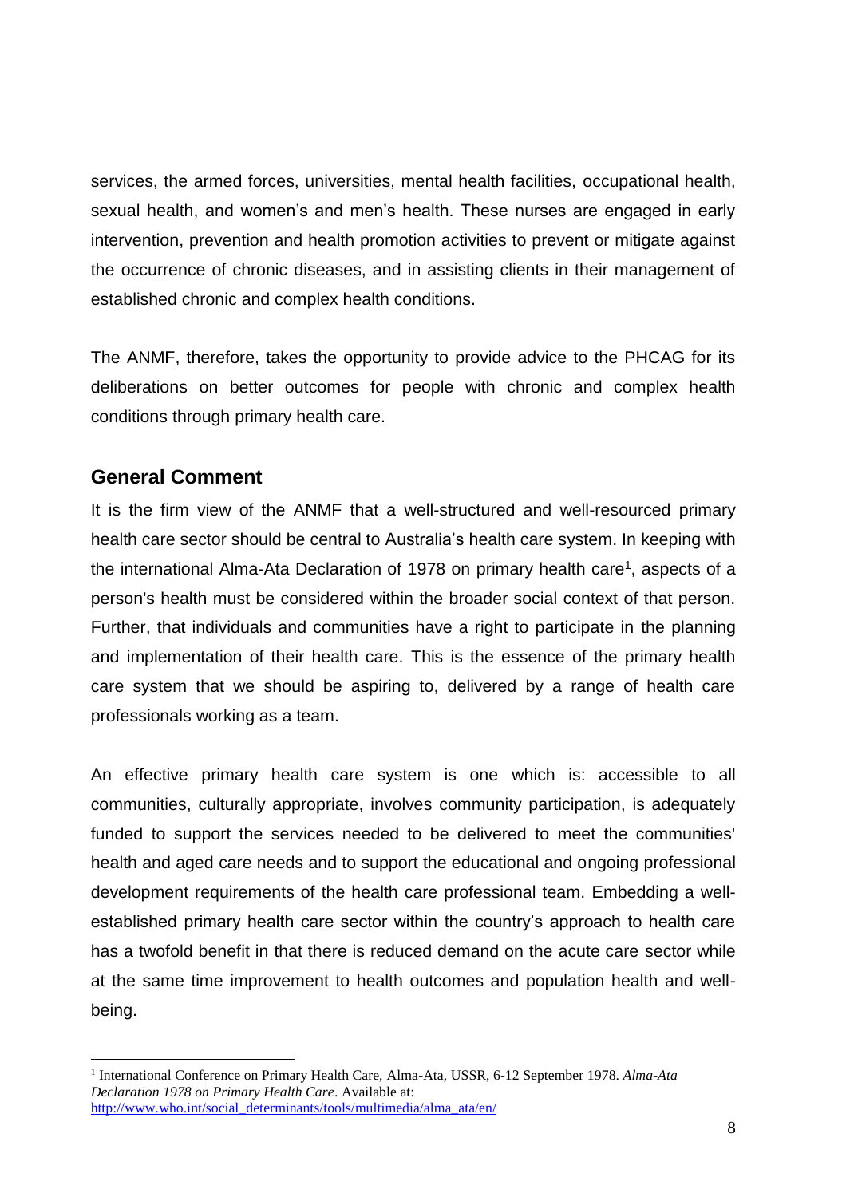services, the armed forces, universities, mental health facilities, occupational health, sexual health, and women's and men's health. These nurses are engaged in early intervention, prevention and health promotion activities to prevent or mitigate against the occurrence of chronic diseases, and in assisting clients in their management of established chronic and complex health conditions.

The ANMF, therefore, takes the opportunity to provide advice to the PHCAG for its deliberations on better outcomes for people with chronic and complex health conditions through primary health care.

## General Comment

It is the firm view of the ANMF that a well-structured and well-resourced primary health care sector should be central to Australia's health care system. In keeping with the international Alma-Ata Declaration of 1978 on primary health care[1], aspects of a person's health must be considered within the broader social context of that person. Further, that individuals and communities have a right to participate in the planning and implementation of their health care. This is the essence of the primary health care system that we should be aspiring to, delivered by a range of health care professionals working as a team.

An effective primary health care system is one which is: accessible to all communities, culturally appropriate, involves community participation, is adequately funded to support the services needed to be delivered to meet the communities' health and aged care needs and to support the educational and ongoing professional development requirements of the health care professional team. Embedding a well-established primary health care sector within the country's approach to health care has a twofold benefit in that there is reduced demand on the acute care sector while at the same time improvement to health outcomes and population health and well-being.

---

[1] International Conference on Primary Health Care, Alma-Ata, USSR, 6-12 September 1978. *Alma-Ata Declaration 1978 on Primary Health Care*. Available at: http://www.who.int/social_determinants/tools/multimedia/alma_ata/en/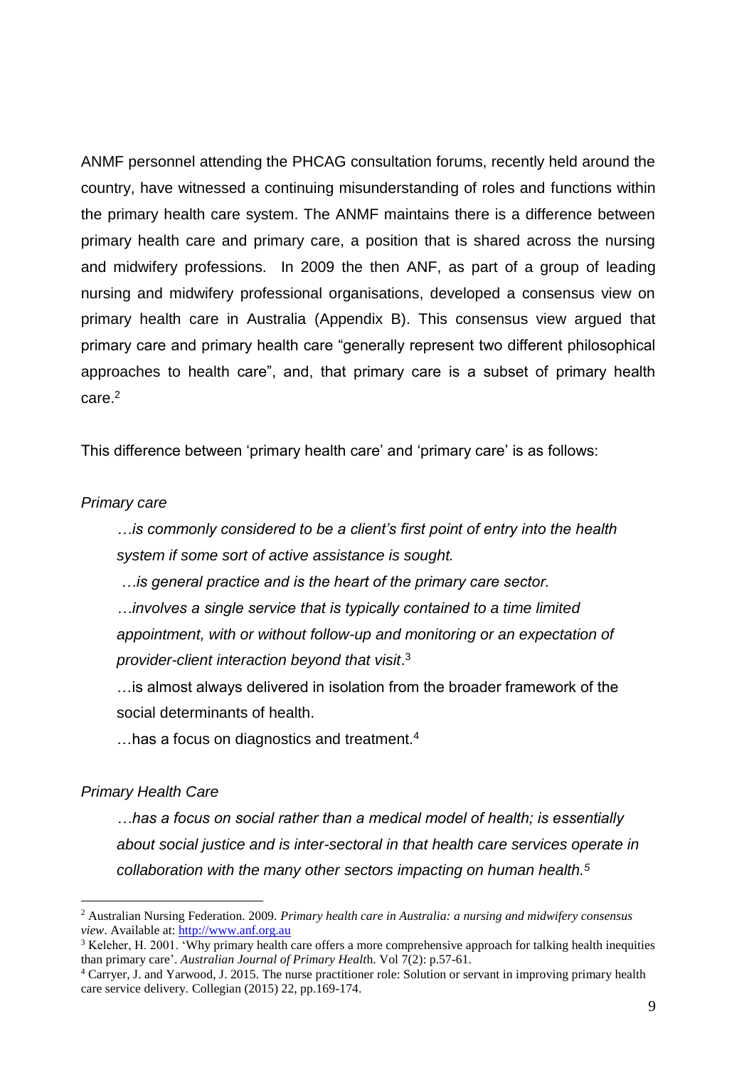ANMF personnel attending the PHCAG consultation forums, recently held around the country, have witnessed a continuing misunderstanding of roles and functions within the primary health care system. The ANMF maintains there is a difference between primary health care and primary care, a position that is shared across the nursing and midwifery professions. In 2009 the then ANF, as part of a group of leading nursing and midwifery professional organisations, developed a consensus view on primary health care in Australia (Appendix B). This consensus view argued that primary care and primary health care "generally represent two different philosophical approaches to health care", and, that primary care is a subset of primary health care.[2]

This difference between 'primary health care' and 'primary care' is as follows:

*Primary care*

> *…is commonly considered to be a client's first point of entry into the health system if some sort of active assistance is sought.*
>
> *…is general practice and is the heart of the primary care sector.*
>
> *…involves a single service that is typically contained to a time limited appointment, with or without follow-up and monitoring or an expectation of provider-client interaction beyond that visit*.[3]
>
> …is almost always delivered in isolation from the broader framework of the social determinants of health.
>
> …has a focus on diagnostics and treatment.[4]

*Primary Health Care*

> *…has a focus on social rather than a medical model of health; is essentially about social justice and is inter-sectoral in that health care services operate in collaboration with the many other sectors impacting on human health.*[5]

---

[2] Australian Nursing Federation. 2009. *Primary health care in Australia: a nursing and midwifery consensus view*. Available at: http://www.anf.org.au

[3] Keleher, H. 2001. 'Why primary health care offers a more comprehensive approach for talking health inequities than primary care'. *Australian Journal of Primary Health*. Vol 7(2): p.57-61.

[4] Carryer, J. and Yarwood, J. 2015. The nurse practitioner role: Solution or servant in improving primary health care service delivery. Collegian (2015) 22, pp.169-174.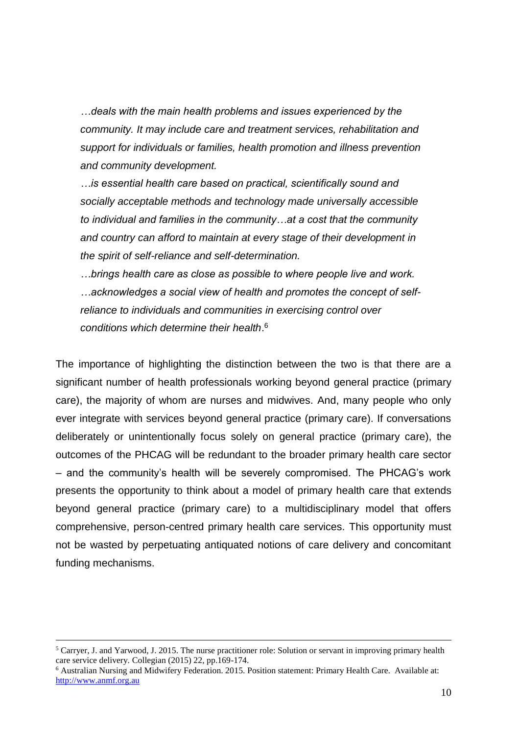*…deals with the main health problems and issues experienced by the community. It may include care and treatment services, rehabilitation and support for individuals or families, health promotion and illness prevention and community development.*

*…is essential health care based on practical, scientifically sound and socially acceptable methods and technology made universally accessible to individual and families in the community…at a cost that the community and country can afford to maintain at every stage of their development in the spirit of self-reliance and self-determination.*

*…brings health care as close as possible to where people live and work.*

*…acknowledges a social view of health and promotes the concept of self-reliance to individuals and communities in exercising control over conditions which determine their health*.[6]

The importance of highlighting the distinction between the two is that there are a significant number of health professionals working beyond general practice (primary care), the majority of whom are nurses and midwives. And, many people who only ever integrate with services beyond general practice (primary care). If conversations deliberately or unintentionally focus solely on general practice (primary care), the outcomes of the PHCAG will be redundant to the broader primary health care sector – and the community's health will be severely compromised. The PHCAG's work presents the opportunity to think about a model of primary health care that extends beyond general practice (primary care) to a multidisciplinary model that offers comprehensive, person-centred primary health care services. This opportunity must not be wasted by perpetuating antiquated notions of care delivery and concomitant funding mechanisms.

---

[5] Carryer, J. and Yarwood, J. 2015. The nurse practitioner role: Solution or servant in improving primary health care service delivery. Collegian (2015) 22, pp.169-174.

[6] Australian Nursing and Midwifery Federation. 2015. Position statement: Primary Health Care. Available at: http://www.anmf.org.au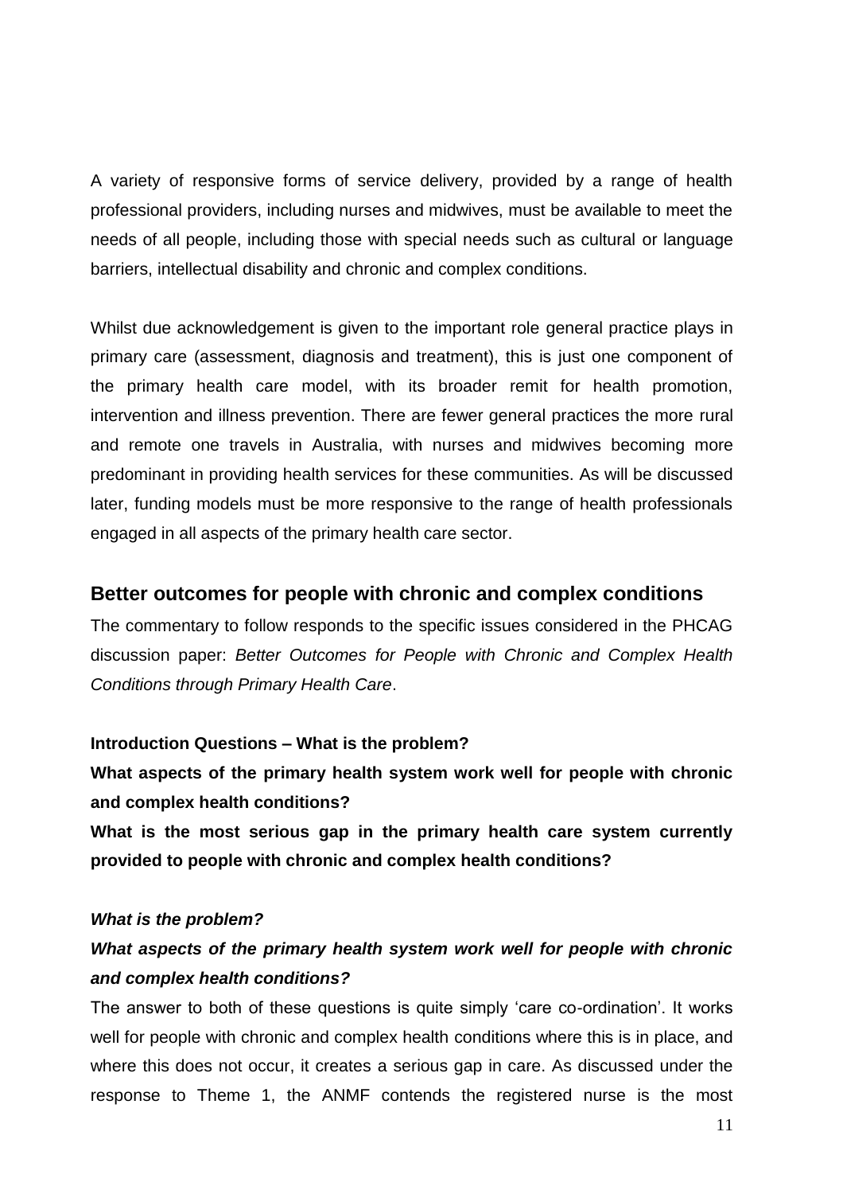A variety of responsive forms of service delivery, provided by a range of health professional providers, including nurses and midwives, must be available to meet the needs of all people, including those with special needs such as cultural or language barriers, intellectual disability and chronic and complex conditions.

Whilst due acknowledgement is given to the important role general practice plays in primary care (assessment, diagnosis and treatment), this is just one component of the primary health care model, with its broader remit for health promotion, intervention and illness prevention. There are fewer general practices the more rural and remote one travels in Australia, with nurses and midwives becoming more predominant in providing health services for these communities. As will be discussed later, funding models must be more responsive to the range of health professionals engaged in all aspects of the primary health care sector.

## Better outcomes for people with chronic and complex conditions

The commentary to follow responds to the specific issues considered in the PHCAG discussion paper: *Better Outcomes for People with Chronic and Complex Health Conditions through Primary Health Care*.

**Introduction Questions – What is the problem?**

**What aspects of the primary health system work well for people with chronic and complex health conditions?**

**What is the most serious gap in the primary health care system currently provided to people with chronic and complex health conditions?**

***What is the problem?***

***What aspects of the primary health system work well for people with chronic and complex health conditions?***

The answer to both of these questions is quite simply 'care co-ordination'. It works well for people with chronic and complex health conditions where this is in place, and where this does not occur, it creates a serious gap in care. As discussed under the response to Theme 1, the ANMF contends the registered nurse is the most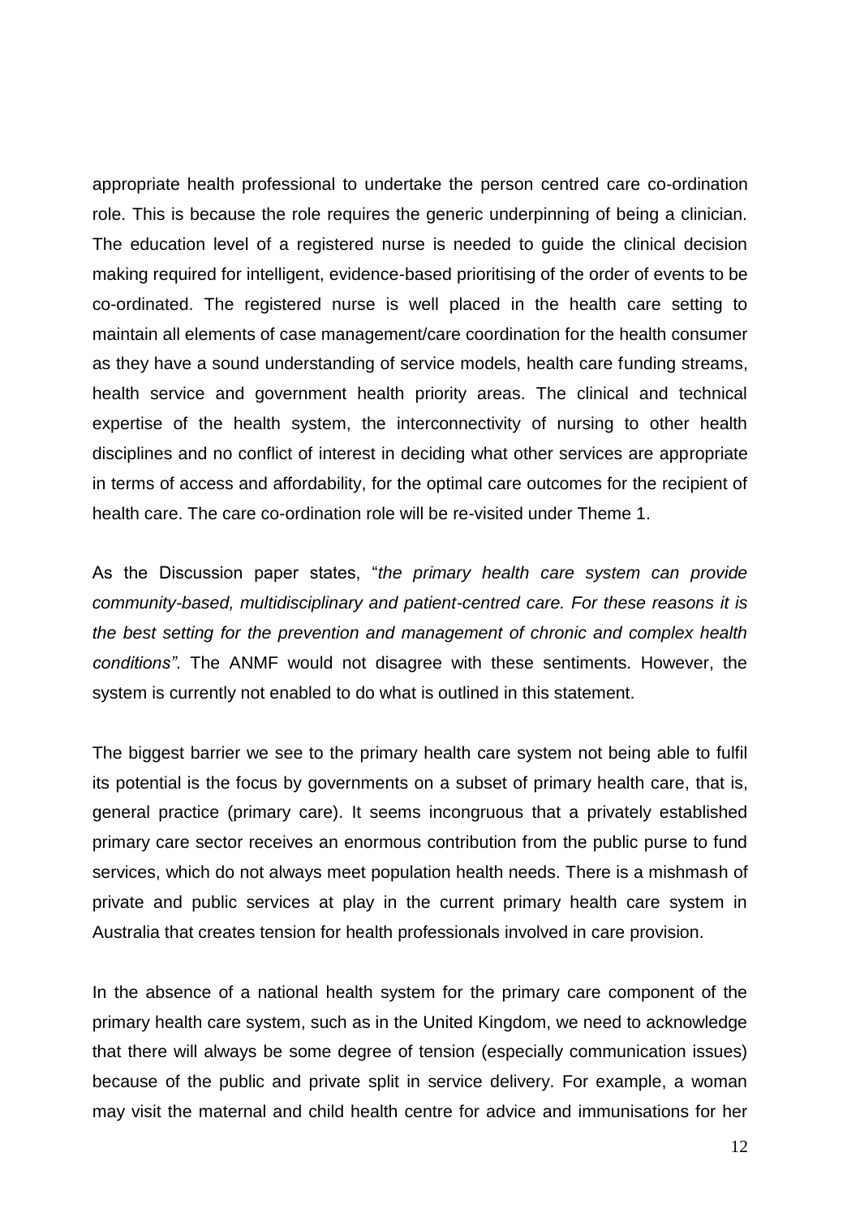appropriate health professional to undertake the person centred care co-ordination role. This is because the role requires the generic underpinning of being a clinician. The education level of a registered nurse is needed to guide the clinical decision making required for intelligent, evidence-based prioritising of the order of events to be co-ordinated. The registered nurse is well placed in the health care setting to maintain all elements of case management/care coordination for the health consumer as they have a sound understanding of service models, health care funding streams, health service and government health priority areas. The clinical and technical expertise of the health system, the interconnectivity of nursing to other health disciplines and no conflict of interest in deciding what other services are appropriate in terms of access and affordability, for the optimal care outcomes for the recipient of health care. The care co-ordination role will be re-visited under Theme 1.

As the Discussion paper states, "*the primary health care system can provide community-based, multidisciplinary and patient-centred care. For these reasons it is the best setting for the prevention and management of chronic and complex health conditions"*. The ANMF would not disagree with these sentiments. However, the system is currently not enabled to do what is outlined in this statement.

The biggest barrier we see to the primary health care system not being able to fulfil its potential is the focus by governments on a subset of primary health care, that is, general practice (primary care). It seems incongruous that a privately established primary care sector receives an enormous contribution from the public purse to fund services, which do not always meet population health needs. There is a mishmash of private and public services at play in the current primary health care system in Australia that creates tension for health professionals involved in care provision.

In the absence of a national health system for the primary care component of the primary health care system, such as in the United Kingdom, we need to acknowledge that there will always be some degree of tension (especially communication issues) because of the public and private split in service delivery. For example, a woman may visit the maternal and child health centre for advice and immunisations for her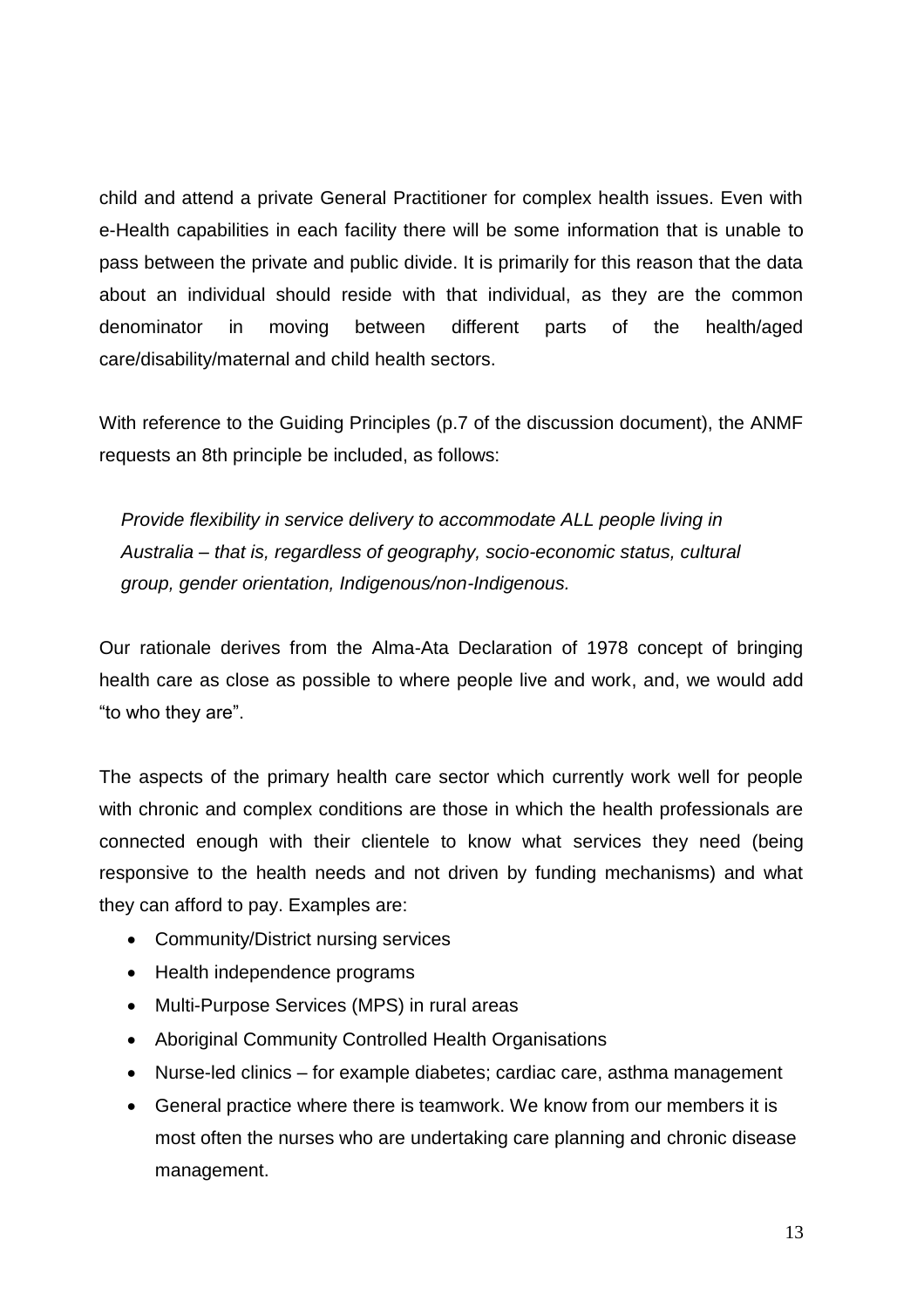child and attend a private General Practitioner for complex health issues. Even with e-Health capabilities in each facility there will be some information that is unable to pass between the private and public divide. It is primarily for this reason that the data about an individual should reside with that individual, as they are the common denominator in moving between different parts of the health/aged care/disability/maternal and child health sectors.

With reference to the Guiding Principles (p.7 of the discussion document), the ANMF requests an 8th principle be included, as follows:

> *Provide flexibility in service delivery to accommodate ALL people living in Australia – that is, regardless of geography, socio-economic status, cultural group, gender orientation, Indigenous/non-Indigenous.*

Our rationale derives from the Alma-Ata Declaration of 1978 concept of bringing health care as close as possible to where people live and work, and, we would add "to who they are".

The aspects of the primary health care sector which currently work well for people with chronic and complex conditions are those in which the health professionals are connected enough with their clientele to know what services they need (being responsive to the health needs and not driven by funding mechanisms) and what they can afford to pay. Examples are:

- Community/District nursing services
- Health independence programs
- Multi-Purpose Services (MPS) in rural areas
- Aboriginal Community Controlled Health Organisations
- Nurse-led clinics – for example diabetes; cardiac care, asthma management
- General practice where there is teamwork. We know from our members it is most often the nurses who are undertaking care planning and chronic disease management.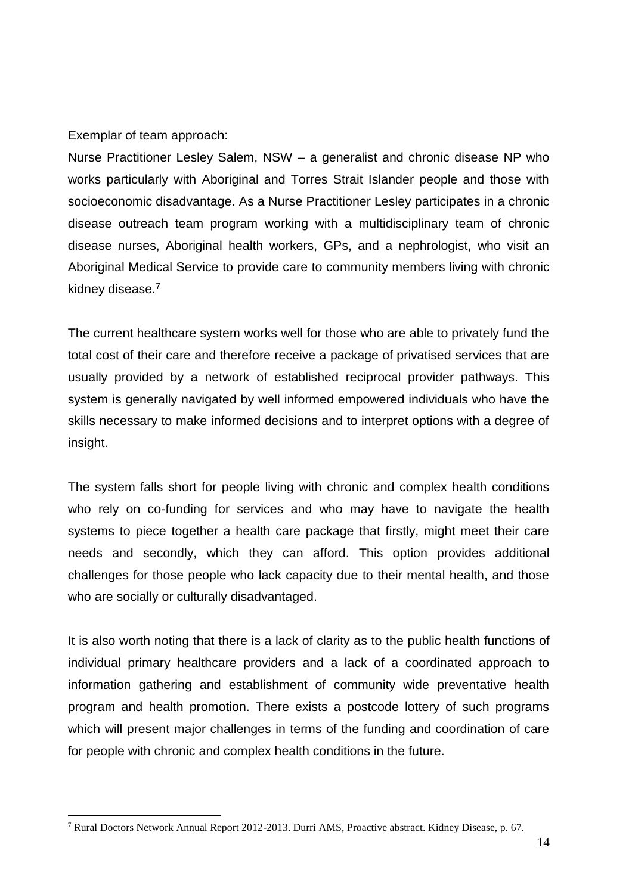Exemplar of team approach:

Nurse Practitioner Lesley Salem, NSW – a generalist and chronic disease NP who works particularly with Aboriginal and Torres Strait Islander people and those with socioeconomic disadvantage. As a Nurse Practitioner Lesley participates in a chronic disease outreach team program working with a multidisciplinary team of chronic disease nurses, Aboriginal health workers, GPs, and a nephrologist, who visit an Aboriginal Medical Service to provide care to community members living with chronic kidney disease.[7]

The current healthcare system works well for those who are able to privately fund the total cost of their care and therefore receive a package of privatised services that are usually provided by a network of established reciprocal provider pathways. This system is generally navigated by well informed empowered individuals who have the skills necessary to make informed decisions and to interpret options with a degree of insight.

The system falls short for people living with chronic and complex health conditions who rely on co-funding for services and who may have to navigate the health systems to piece together a health care package that firstly, might meet their care needs and secondly, which they can afford. This option provides additional challenges for those people who lack capacity due to their mental health, and those who are socially or culturally disadvantaged.

It is also worth noting that there is a lack of clarity as to the public health functions of individual primary healthcare providers and a lack of a coordinated approach to information gathering and establishment of community wide preventative health program and health promotion. There exists a postcode lottery of such programs which will present major challenges in terms of the funding and coordination of care for people with chronic and complex health conditions in the future.

---

[7] Rural Doctors Network Annual Report 2012-2013. Durri AMS, Proactive abstract. Kidney Disease, p. 67.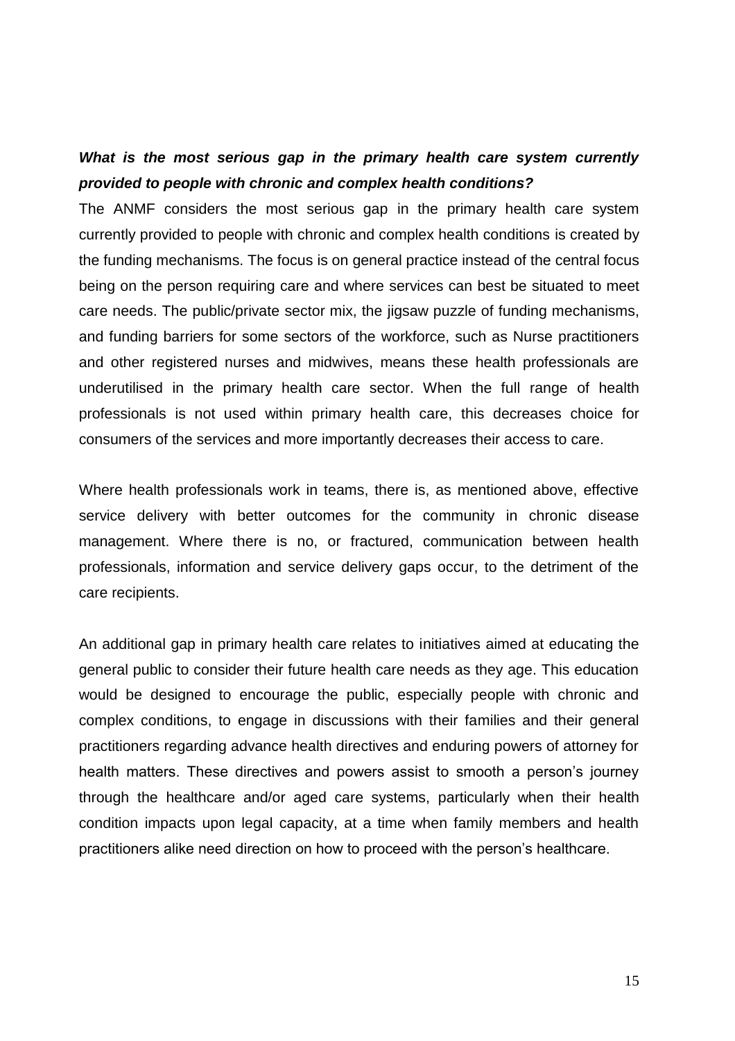***What is the most serious gap in the primary health care system currently provided to people with chronic and complex health conditions?***

The ANMF considers the most serious gap in the primary health care system currently provided to people with chronic and complex health conditions is created by the funding mechanisms. The focus is on general practice instead of the central focus being on the person requiring care and where services can best be situated to meet care needs. The public/private sector mix, the jigsaw puzzle of funding mechanisms, and funding barriers for some sectors of the workforce, such as Nurse practitioners and other registered nurses and midwives, means these health professionals are underutilised in the primary health care sector. When the full range of health professionals is not used within primary health care, this decreases choice for consumers of the services and more importantly decreases their access to care.

Where health professionals work in teams, there is, as mentioned above, effective service delivery with better outcomes for the community in chronic disease management. Where there is no, or fractured, communication between health professionals, information and service delivery gaps occur, to the detriment of the care recipients.

An additional gap in primary health care relates to initiatives aimed at educating the general public to consider their future health care needs as they age. This education would be designed to encourage the public, especially people with chronic and complex conditions, to engage in discussions with their families and their general practitioners regarding advance health directives and enduring powers of attorney for health matters. These directives and powers assist to smooth a person's journey through the healthcare and/or aged care systems, particularly when their health condition impacts upon legal capacity, at a time when family members and health practitioners alike need direction on how to proceed with the person's healthcare.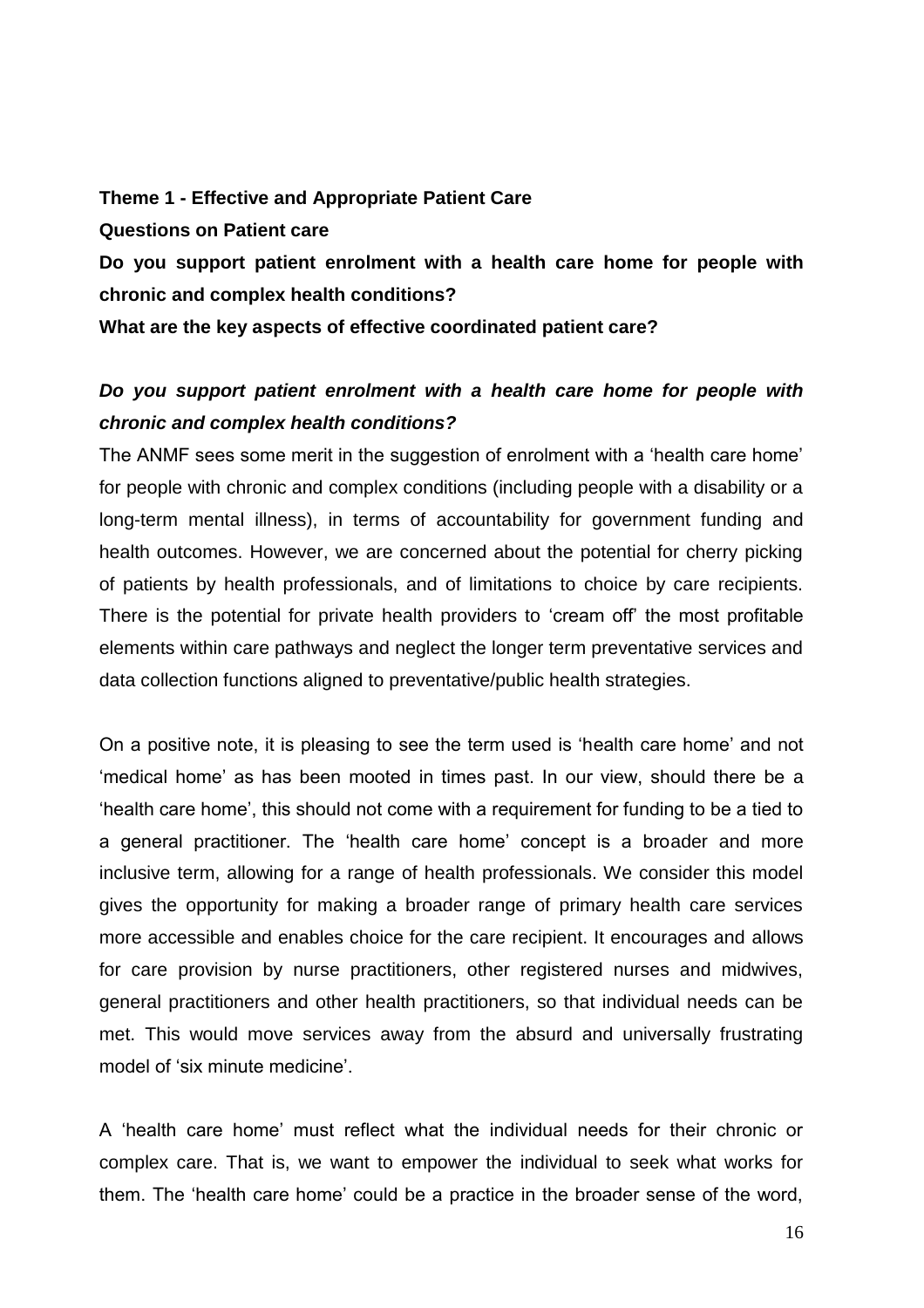**Theme 1 - Effective and Appropriate Patient Care**

**Questions on Patient care**

**Do you support patient enrolment with a health care home for people with chronic and complex health conditions?**

**What are the key aspects of effective coordinated patient care?**

***Do you support patient enrolment with a health care home for people with chronic and complex health conditions?***

The ANMF sees some merit in the suggestion of enrolment with a 'health care home' for people with chronic and complex conditions (including people with a disability or a long-term mental illness), in terms of accountability for government funding and health outcomes. However, we are concerned about the potential for cherry picking of patients by health professionals, and of limitations to choice by care recipients. There is the potential for private health providers to 'cream off' the most profitable elements within care pathways and neglect the longer term preventative services and data collection functions aligned to preventative/public health strategies.

On a positive note, it is pleasing to see the term used is 'health care home' and not 'medical home' as has been mooted in times past. In our view, should there be a 'health care home', this should not come with a requirement for funding to be a tied to a general practitioner. The 'health care home' concept is a broader and more inclusive term, allowing for a range of health professionals. We consider this model gives the opportunity for making a broader range of primary health care services more accessible and enables choice for the care recipient. It encourages and allows for care provision by nurse practitioners, other registered nurses and midwives, general practitioners and other health practitioners, so that individual needs can be met. This would move services away from the absurd and universally frustrating model of 'six minute medicine'.

A 'health care home' must reflect what the individual needs for their chronic or complex care. That is, we want to empower the individual to seek what works for them. The 'health care home' could be a practice in the broader sense of the word,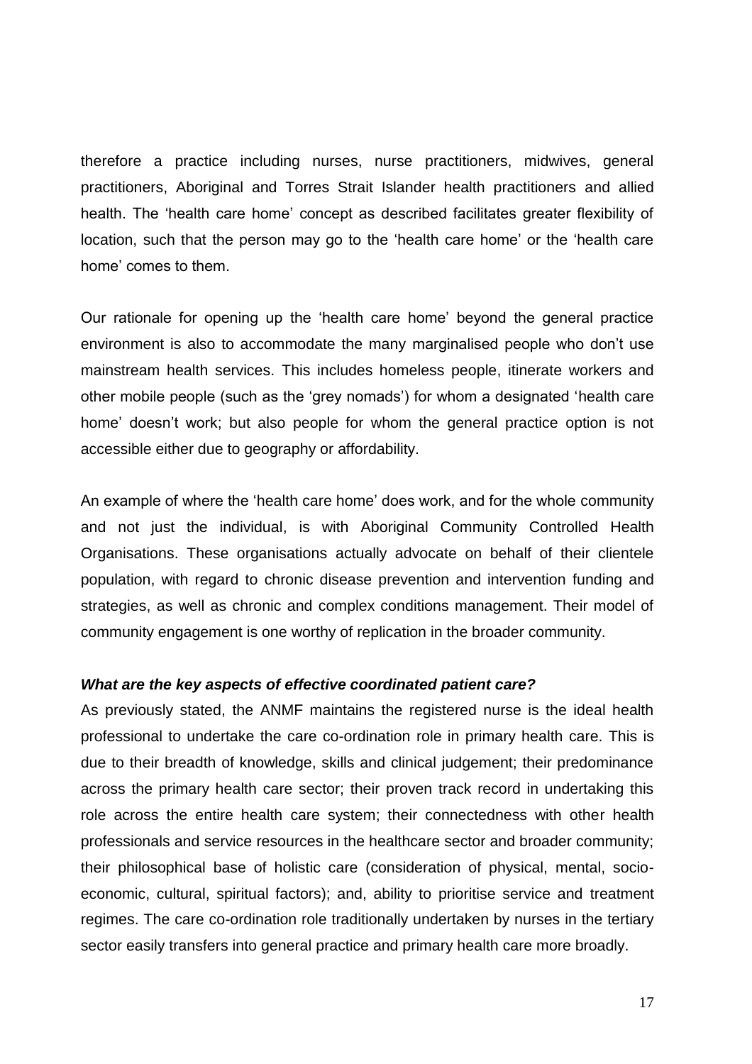therefore a practice including nurses, nurse practitioners, midwives, general practitioners, Aboriginal and Torres Strait Islander health practitioners and allied health. The 'health care home' concept as described facilitates greater flexibility of location, such that the person may go to the 'health care home' or the 'health care home' comes to them.

Our rationale for opening up the 'health care home' beyond the general practice environment is also to accommodate the many marginalised people who don't use mainstream health services. This includes homeless people, itinerate workers and other mobile people (such as the 'grey nomads') for whom a designated 'health care home' doesn't work; but also people for whom the general practice option is not accessible either due to geography or affordability.

An example of where the 'health care home' does work, and for the whole community and not just the individual, is with Aboriginal Community Controlled Health Organisations. These organisations actually advocate on behalf of their clientele population, with regard to chronic disease prevention and intervention funding and strategies, as well as chronic and complex conditions management. Their model of community engagement is one worthy of replication in the broader community.

***What are the key aspects of effective coordinated patient care?***

As previously stated, the ANMF maintains the registered nurse is the ideal health professional to undertake the care co-ordination role in primary health care. This is due to their breadth of knowledge, skills and clinical judgement; their predominance across the primary health care sector; their proven track record in undertaking this role across the entire health care system; their connectedness with other health professionals and service resources in the healthcare sector and broader community; their philosophical base of holistic care (consideration of physical, mental, socio-economic, cultural, spiritual factors); and, ability to prioritise service and treatment regimes. The care co-ordination role traditionally undertaken by nurses in the tertiary sector easily transfers into general practice and primary health care more broadly.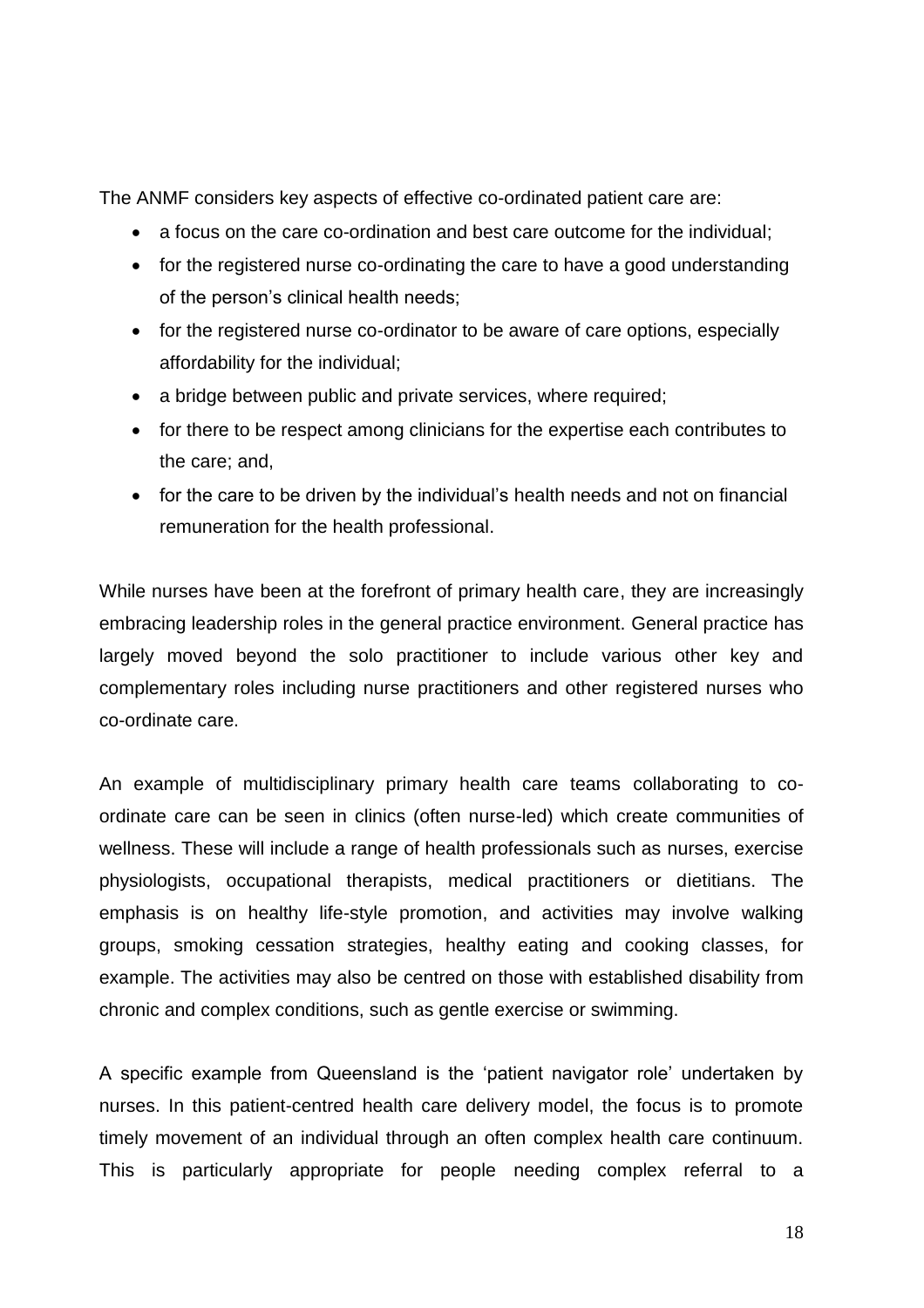The ANMF considers key aspects of effective co-ordinated patient care are:

- a focus on the care co-ordination and best care outcome for the individual;
- for the registered nurse co-ordinating the care to have a good understanding of the person's clinical health needs;
- for the registered nurse co-ordinator to be aware of care options, especially affordability for the individual;
- a bridge between public and private services, where required;
- for there to be respect among clinicians for the expertise each contributes to the care; and,
- for the care to be driven by the individual's health needs and not on financial remuneration for the health professional.

While nurses have been at the forefront of primary health care, they are increasingly embracing leadership roles in the general practice environment. General practice has largely moved beyond the solo practitioner to include various other key and complementary roles including nurse practitioners and other registered nurses who co-ordinate care.

An example of multidisciplinary primary health care teams collaborating to co-ordinate care can be seen in clinics (often nurse-led) which create communities of wellness. These will include a range of health professionals such as nurses, exercise physiologists, occupational therapists, medical practitioners or dietitians. The emphasis is on healthy life-style promotion, and activities may involve walking groups, smoking cessation strategies, healthy eating and cooking classes, for example. The activities may also be centred on those with established disability from chronic and complex conditions, such as gentle exercise or swimming.

A specific example from Queensland is the 'patient navigator role' undertaken by nurses. In this patient-centred health care delivery model, the focus is to promote timely movement of an individual through an often complex health care continuum. This is particularly appropriate for people needing complex referral to a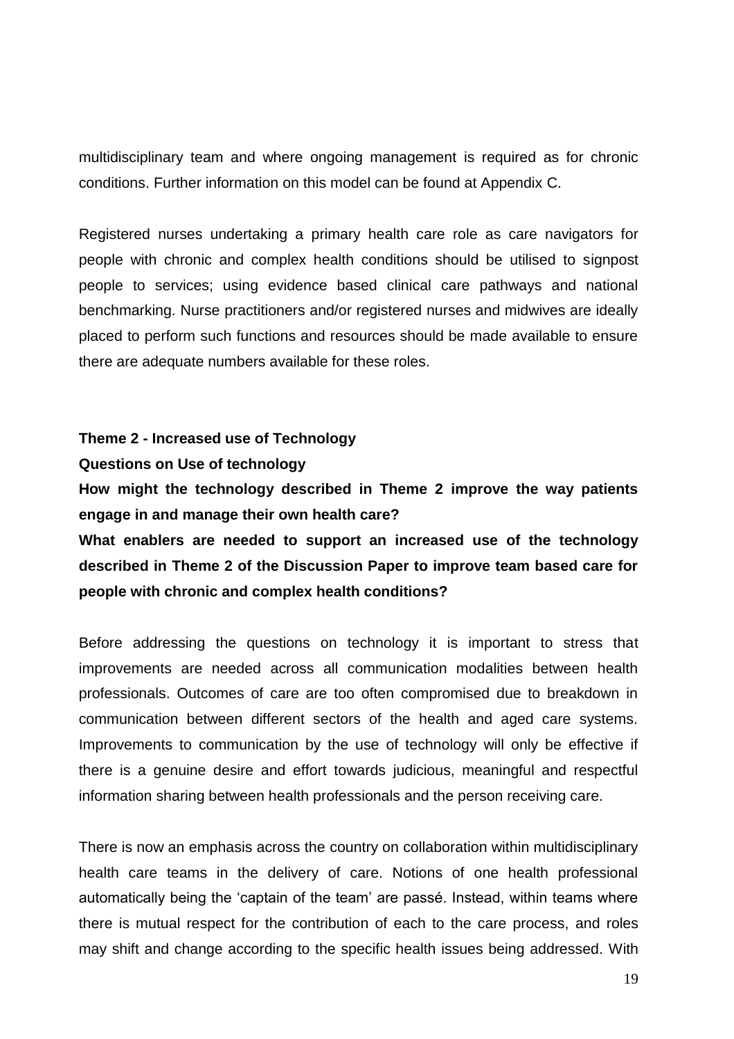multidisciplinary team and where ongoing management is required as for chronic conditions. Further information on this model can be found at Appendix C.

Registered nurses undertaking a primary health care role as care navigators for people with chronic and complex health conditions should be utilised to signpost people to services; using evidence based clinical care pathways and national benchmarking. Nurse practitioners and/or registered nurses and midwives are ideally placed to perform such functions and resources should be made available to ensure there are adequate numbers available for these roles.

**Theme 2 - Increased use of Technology**

**Questions on Use of technology**

**How might the technology described in Theme 2 improve the way patients engage in and manage their own health care?**

**What enablers are needed to support an increased use of the technology described in Theme 2 of the Discussion Paper to improve team based care for people with chronic and complex health conditions?**

Before addressing the questions on technology it is important to stress that improvements are needed across all communication modalities between health professionals. Outcomes of care are too often compromised due to breakdown in communication between different sectors of the health and aged care systems. Improvements to communication by the use of technology will only be effective if there is a genuine desire and effort towards judicious, meaningful and respectful information sharing between health professionals and the person receiving care.

There is now an emphasis across the country on collaboration within multidisciplinary health care teams in the delivery of care. Notions of one health professional automatically being the 'captain of the team' are passé. Instead, within teams where there is mutual respect for the contribution of each to the care process, and roles may shift and change according to the specific health issues being addressed. With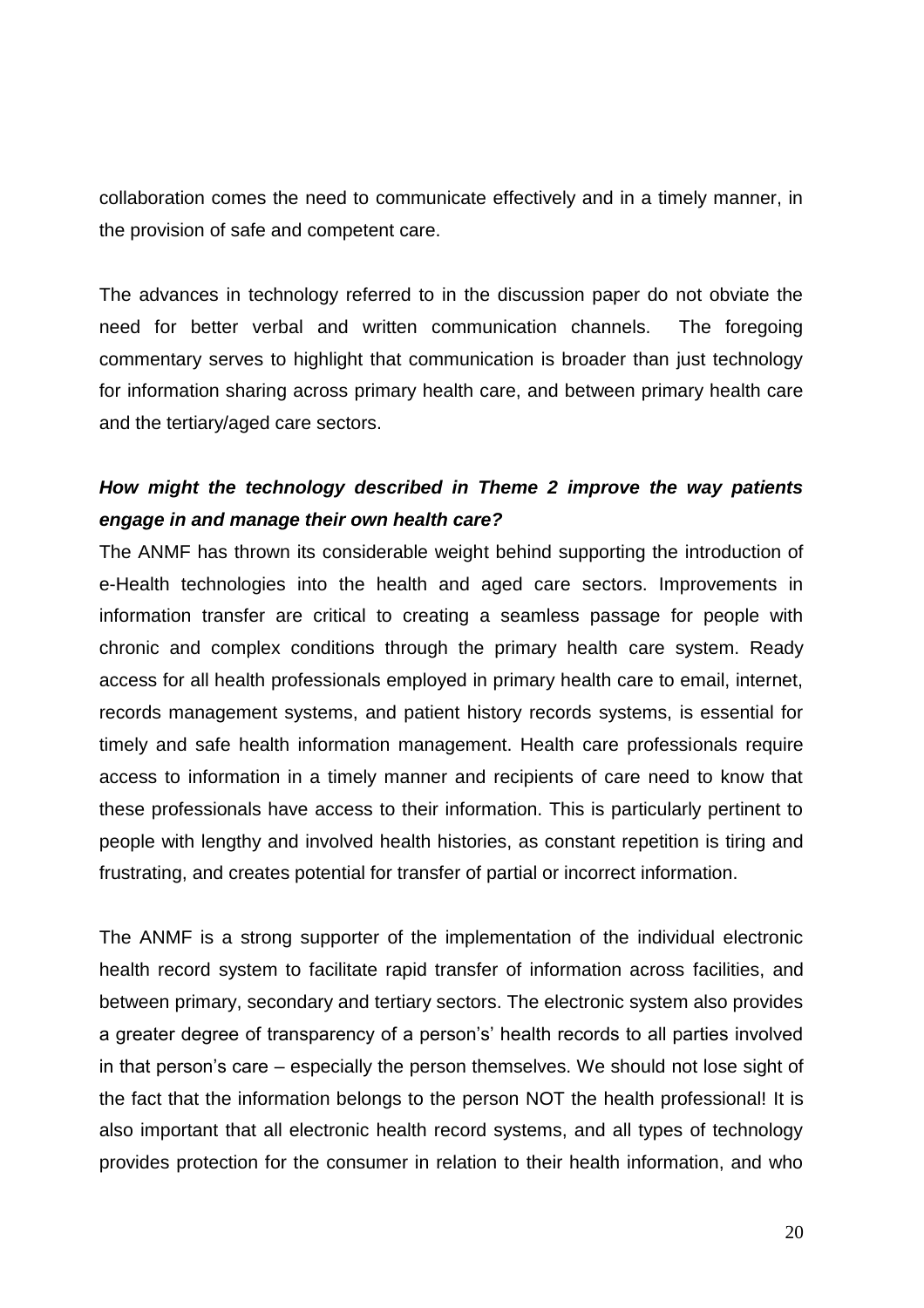collaboration comes the need to communicate effectively and in a timely manner, in the provision of safe and competent care.

The advances in technology referred to in the discussion paper do not obviate the need for better verbal and written communication channels. The foregoing commentary serves to highlight that communication is broader than just technology for information sharing across primary health care, and between primary health care and the tertiary/aged care sectors.

***How might the technology described in Theme 2 improve the way patients engage in and manage their own health care?***

The ANMF has thrown its considerable weight behind supporting the introduction of e-Health technologies into the health and aged care sectors. Improvements in information transfer are critical to creating a seamless passage for people with chronic and complex conditions through the primary health care system. Ready access for all health professionals employed in primary health care to email, internet, records management systems, and patient history records systems, is essential for timely and safe health information management. Health care professionals require access to information in a timely manner and recipients of care need to know that these professionals have access to their information. This is particularly pertinent to people with lengthy and involved health histories, as constant repetition is tiring and frustrating, and creates potential for transfer of partial or incorrect information.

The ANMF is a strong supporter of the implementation of the individual electronic health record system to facilitate rapid transfer of information across facilities, and between primary, secondary and tertiary sectors. The electronic system also provides a greater degree of transparency of a person's' health records to all parties involved in that person's care – especially the person themselves. We should not lose sight of the fact that the information belongs to the person NOT the health professional! It is also important that all electronic health record systems, and all types of technology provides protection for the consumer in relation to their health information, and who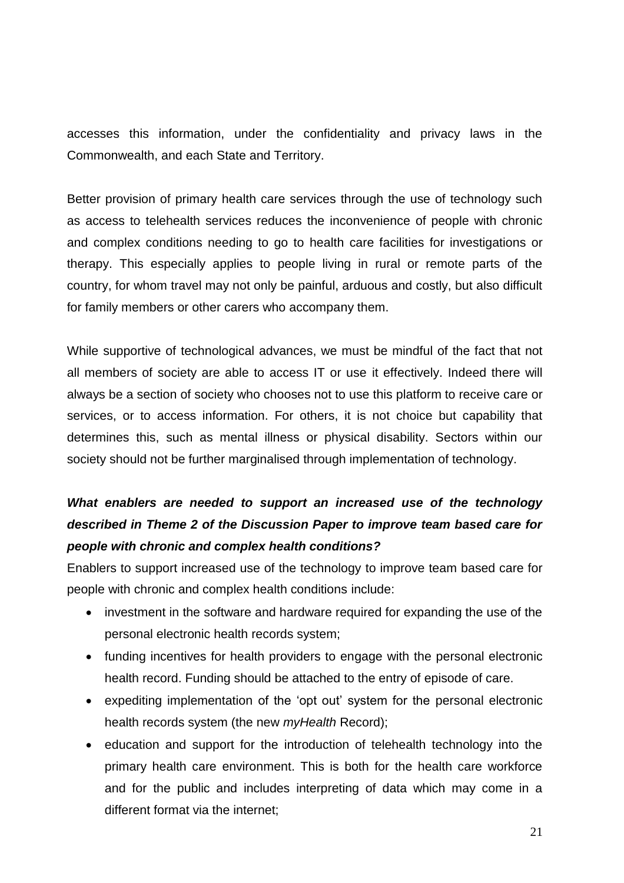accesses this information, under the confidentiality and privacy laws in the Commonwealth, and each State and Territory.

Better provision of primary health care services through the use of technology such as access to telehealth services reduces the inconvenience of people with chronic and complex conditions needing to go to health care facilities for investigations or therapy. This especially applies to people living in rural or remote parts of the country, for whom travel may not only be painful, arduous and costly, but also difficult for family members or other carers who accompany them.

While supportive of technological advances, we must be mindful of the fact that not all members of society are able to access IT or use it effectively. Indeed there will always be a section of society who chooses not to use this platform to receive care or services, or to access information. For others, it is not choice but capability that determines this, such as mental illness or physical disability. Sectors within our society should not be further marginalised through implementation of technology.

***What enablers are needed to support an increased use of the technology described in Theme 2 of the Discussion Paper to improve team based care for people with chronic and complex health conditions?***

Enablers to support increased use of the technology to improve team based care for people with chronic and complex health conditions include:

- investment in the software and hardware required for expanding the use of the personal electronic health records system;
- funding incentives for health providers to engage with the personal electronic health record. Funding should be attached to the entry of episode of care.
- expediting implementation of the 'opt out' system for the personal electronic health records system (the new *myHealth* Record);
- education and support for the introduction of telehealth technology into the primary health care environment. This is both for the health care workforce and for the public and includes interpreting of data which may come in a different format via the internet;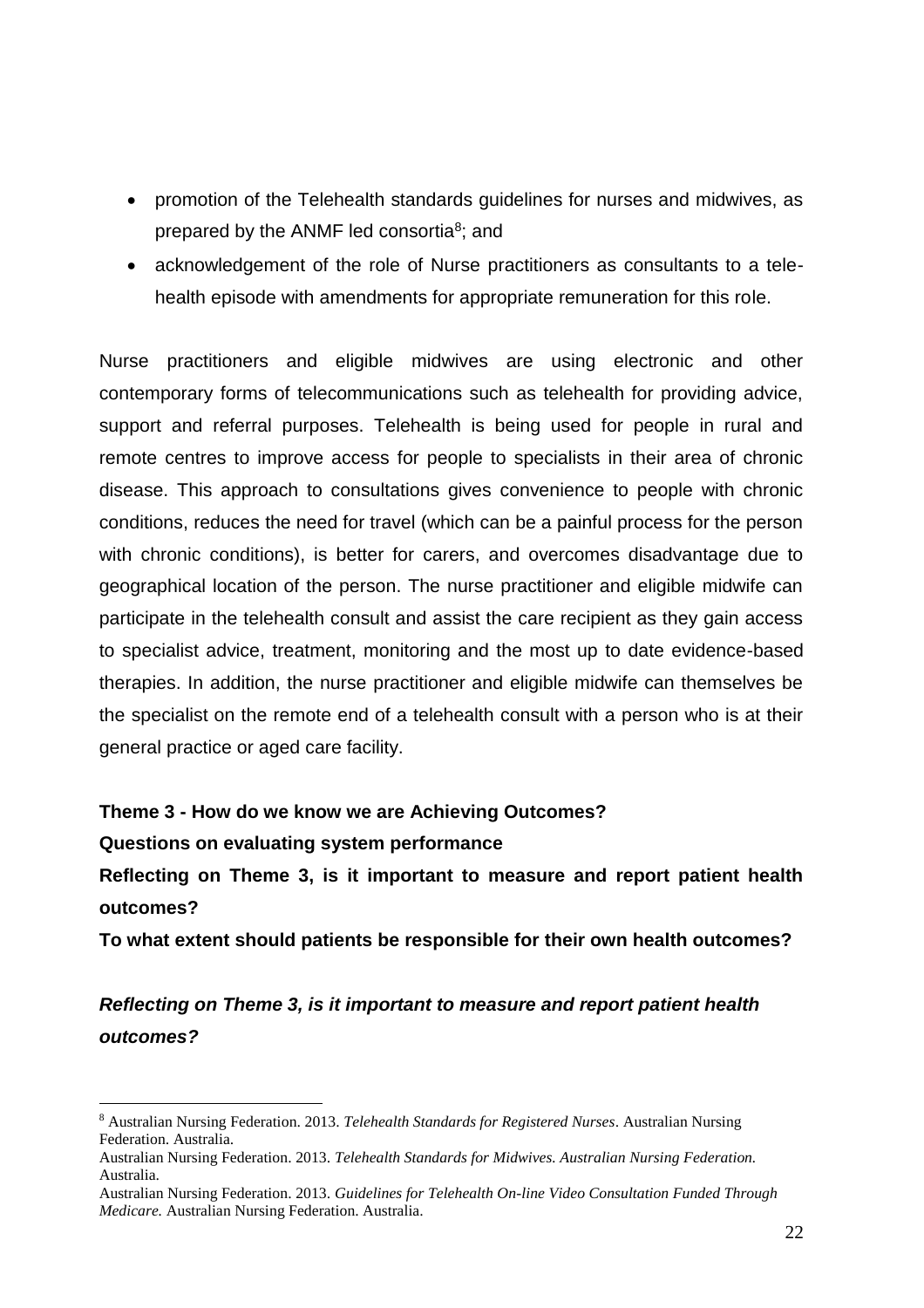- promotion of the Telehealth standards guidelines for nurses and midwives, as prepared by the ANMF led consortia[8]; and
- acknowledgement of the role of Nurse practitioners as consultants to a tele-health episode with amendments for appropriate remuneration for this role.

Nurse practitioners and eligible midwives are using electronic and other contemporary forms of telecommunications such as telehealth for providing advice, support and referral purposes. Telehealth is being used for people in rural and remote centres to improve access for people to specialists in their area of chronic disease. This approach to consultations gives convenience to people with chronic conditions, reduces the need for travel (which can be a painful process for the person with chronic conditions), is better for carers, and overcomes disadvantage due to geographical location of the person. The nurse practitioner and eligible midwife can participate in the telehealth consult and assist the care recipient as they gain access to specialist advice, treatment, monitoring and the most up to date evidence-based therapies. In addition, the nurse practitioner and eligible midwife can themselves be the specialist on the remote end of a telehealth consult with a person who is at their general practice or aged care facility.

**Theme 3 - How do we know we are Achieving Outcomes?**

**Questions on evaluating system performance**

**Reflecting on Theme 3, is it important to measure and report patient health outcomes?**

**To what extent should patients be responsible for their own health outcomes?**

***Reflecting on Theme 3, is it important to measure and report patient health outcomes?***

---

[8] Australian Nursing Federation. 2013. *Telehealth Standards for Registered Nurses*. Australian Nursing Federation. Australia.

Australian Nursing Federation. 2013. *Telehealth Standards for Midwives. Australian Nursing Federation.* Australia.

Australian Nursing Federation. 2013. *Guidelines for Telehealth On-line Video Consultation Funded Through Medicare.* Australian Nursing Federation. Australia.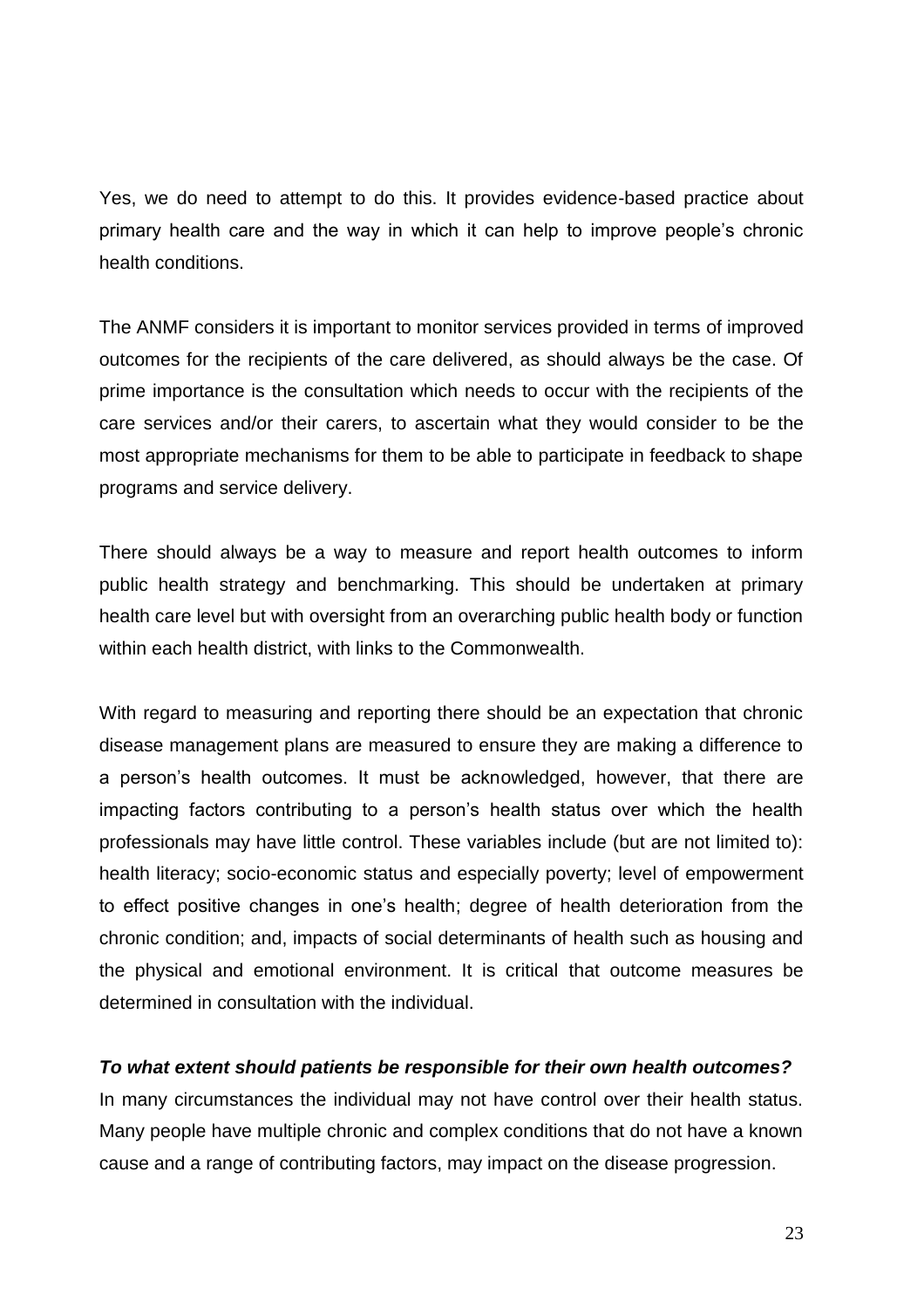Yes, we do need to attempt to do this. It provides evidence-based practice about primary health care and the way in which it can help to improve people's chronic health conditions.

The ANMF considers it is important to monitor services provided in terms of improved outcomes for the recipients of the care delivered, as should always be the case. Of prime importance is the consultation which needs to occur with the recipients of the care services and/or their carers, to ascertain what they would consider to be the most appropriate mechanisms for them to be able to participate in feedback to shape programs and service delivery.

There should always be a way to measure and report health outcomes to inform public health strategy and benchmarking. This should be undertaken at primary health care level but with oversight from an overarching public health body or function within each health district, with links to the Commonwealth.

With regard to measuring and reporting there should be an expectation that chronic disease management plans are measured to ensure they are making a difference to a person's health outcomes. It must be acknowledged, however, that there are impacting factors contributing to a person's health status over which the health professionals may have little control. These variables include (but are not limited to): health literacy; socio-economic status and especially poverty; level of empowerment to effect positive changes in one's health; degree of health deterioration from the chronic condition; and, impacts of social determinants of health such as housing and the physical and emotional environment. It is critical that outcome measures be determined in consultation with the individual.

***To what extent should patients be responsible for their own health outcomes?***

In many circumstances the individual may not have control over their health status. Many people have multiple chronic and complex conditions that do not have a known cause and a range of contributing factors, may impact on the disease progression.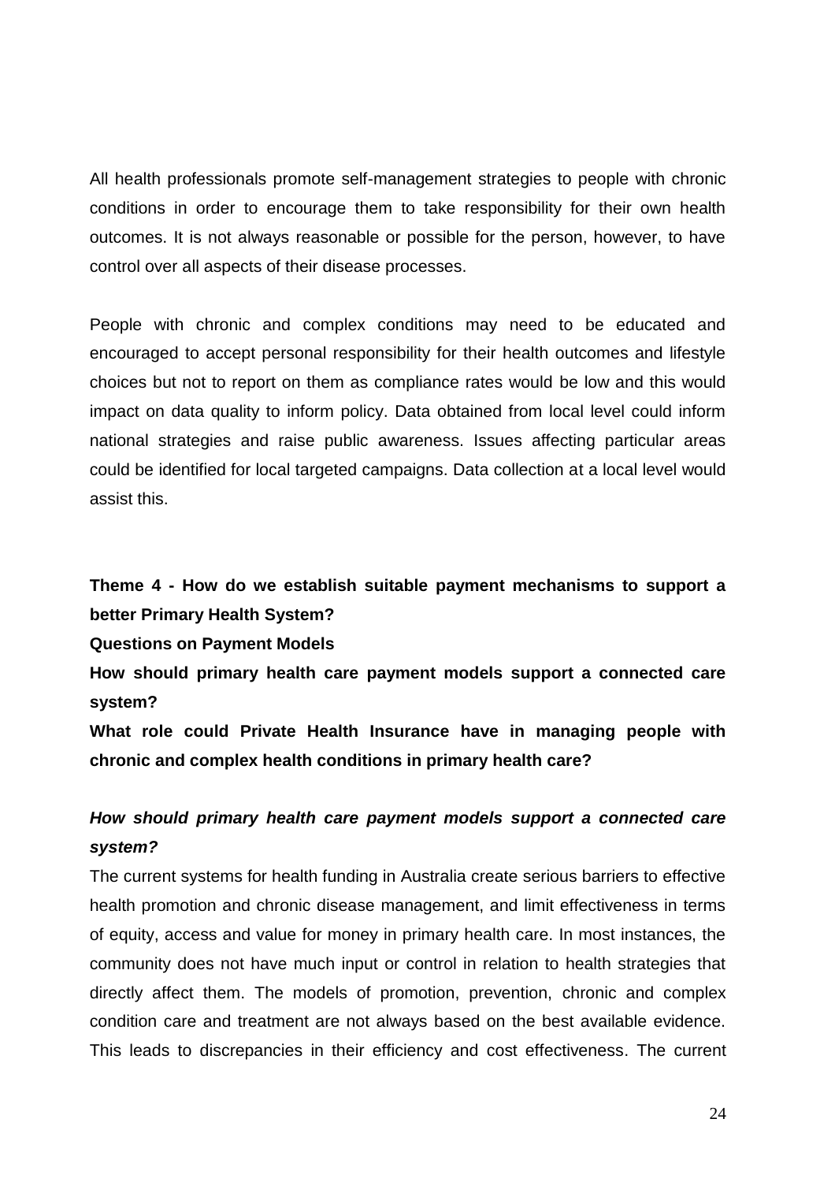All health professionals promote self-management strategies to people with chronic conditions in order to encourage them to take responsibility for their own health outcomes. It is not always reasonable or possible for the person, however, to have control over all aspects of their disease processes.

People with chronic and complex conditions may need to be educated and encouraged to accept personal responsibility for their health outcomes and lifestyle choices but not to report on them as compliance rates would be low and this would impact on data quality to inform policy. Data obtained from local level could inform national strategies and raise public awareness. Issues affecting particular areas could be identified for local targeted campaigns. Data collection at a local level would assist this.

**Theme 4 - How do we establish suitable payment mechanisms to support a better Primary Health System?**

**Questions on Payment Models**

**How should primary health care payment models support a connected care system?**

**What role could Private Health Insurance have in managing people with chronic and complex health conditions in primary health care?**

***How should primary health care payment models support a connected care system?***

The current systems for health funding in Australia create serious barriers to effective health promotion and chronic disease management, and limit effectiveness in terms of equity, access and value for money in primary health care. In most instances, the community does not have much input or control in relation to health strategies that directly affect them. The models of promotion, prevention, chronic and complex condition care and treatment are not always based on the best available evidence. This leads to discrepancies in their efficiency and cost effectiveness. The current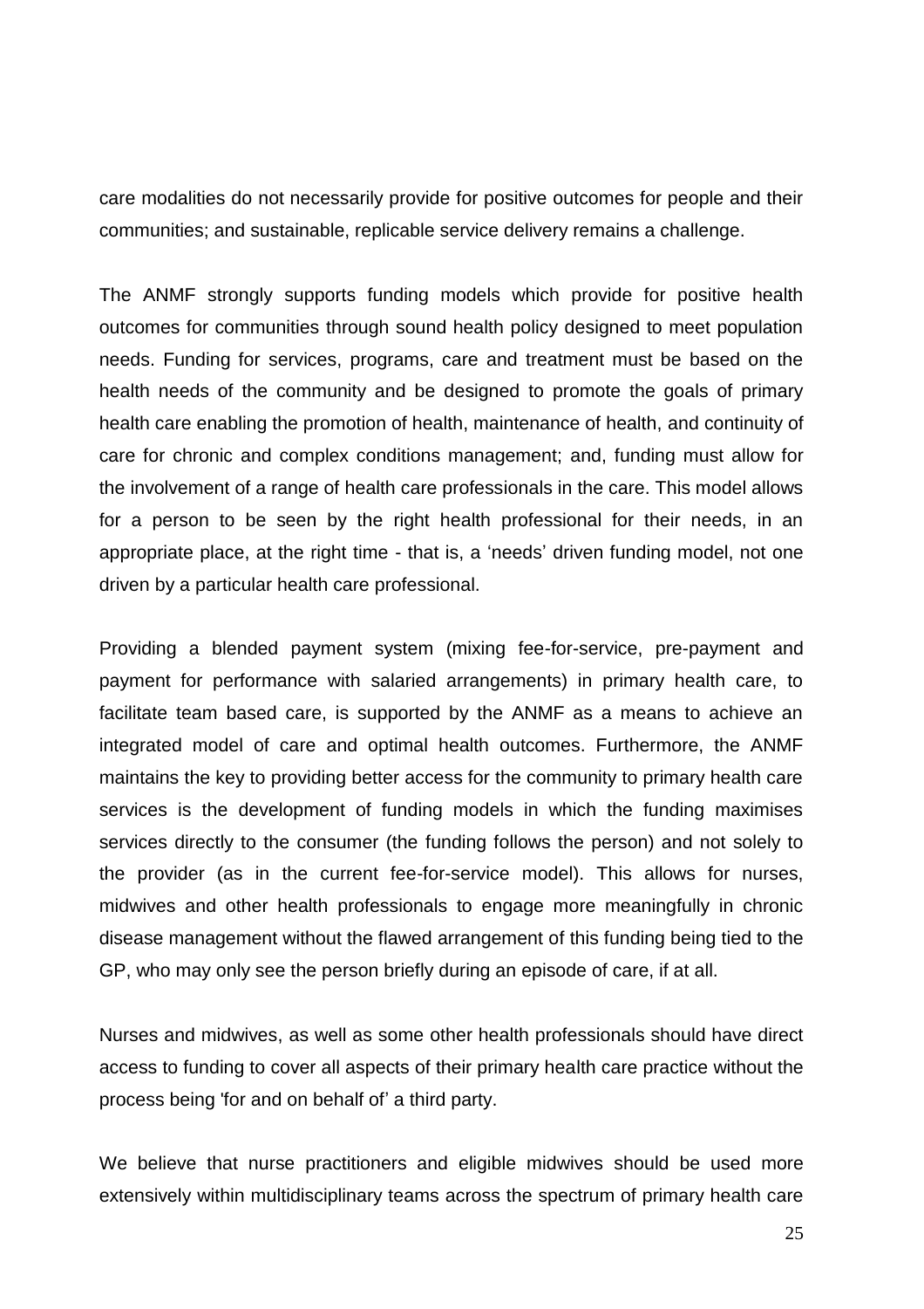care modalities do not necessarily provide for positive outcomes for people and their communities; and sustainable, replicable service delivery remains a challenge.

The ANMF strongly supports funding models which provide for positive health outcomes for communities through sound health policy designed to meet population needs. Funding for services, programs, care and treatment must be based on the health needs of the community and be designed to promote the goals of primary health care enabling the promotion of health, maintenance of health, and continuity of care for chronic and complex conditions management; and, funding must allow for the involvement of a range of health care professionals in the care. This model allows for a person to be seen by the right health professional for their needs, in an appropriate place, at the right time - that is, a 'needs' driven funding model, not one driven by a particular health care professional.

Providing a blended payment system (mixing fee-for-service, pre-payment and payment for performance with salaried arrangements) in primary health care, to facilitate team based care, is supported by the ANMF as a means to achieve an integrated model of care and optimal health outcomes. Furthermore, the ANMF maintains the key to providing better access for the community to primary health care services is the development of funding models in which the funding maximises services directly to the consumer (the funding follows the person) and not solely to the provider (as in the current fee-for-service model). This allows for nurses, midwives and other health professionals to engage more meaningfully in chronic disease management without the flawed arrangement of this funding being tied to the GP, who may only see the person briefly during an episode of care, if at all.

Nurses and midwives, as well as some other health professionals should have direct access to funding to cover all aspects of their primary health care practice without the process being 'for and on behalf of' a third party.

We believe that nurse practitioners and eligible midwives should be used more extensively within multidisciplinary teams across the spectrum of primary health care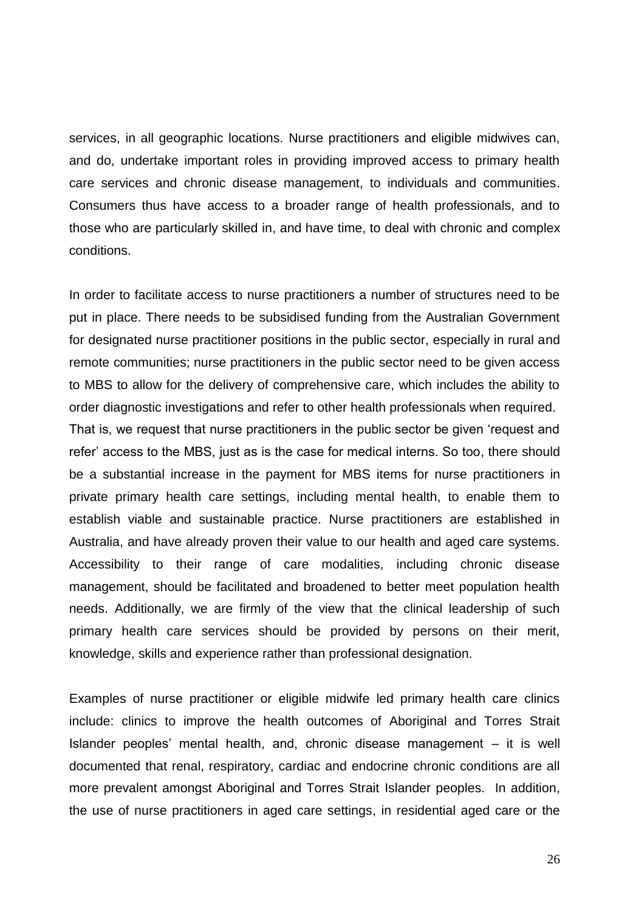services, in all geographic locations. Nurse practitioners and eligible midwives can, and do, undertake important roles in providing improved access to primary health care services and chronic disease management, to individuals and communities. Consumers thus have access to a broader range of health professionals, and to those who are particularly skilled in, and have time, to deal with chronic and complex conditions.

In order to facilitate access to nurse practitioners a number of structures need to be put in place. There needs to be subsidised funding from the Australian Government for designated nurse practitioner positions in the public sector, especially in rural and remote communities; nurse practitioners in the public sector need to be given access to MBS to allow for the delivery of comprehensive care, which includes the ability to order diagnostic investigations and refer to other health professionals when required. That is, we request that nurse practitioners in the public sector be given 'request and refer' access to the MBS, just as is the case for medical interns. So too, there should be a substantial increase in the payment for MBS items for nurse practitioners in private primary health care settings, including mental health, to enable them to establish viable and sustainable practice. Nurse practitioners are established in Australia, and have already proven their value to our health and aged care systems. Accessibility to their range of care modalities, including chronic disease management, should be facilitated and broadened to better meet population health needs. Additionally, we are firmly of the view that the clinical leadership of such primary health care services should be provided by persons on their merit, knowledge, skills and experience rather than professional designation.

Examples of nurse practitioner or eligible midwife led primary health care clinics include: clinics to improve the health outcomes of Aboriginal and Torres Strait Islander peoples' mental health, and, chronic disease management – it is well documented that renal, respiratory, cardiac and endocrine chronic conditions are all more prevalent amongst Aboriginal and Torres Strait Islander peoples. In addition, the use of nurse practitioners in aged care settings, in residential aged care or the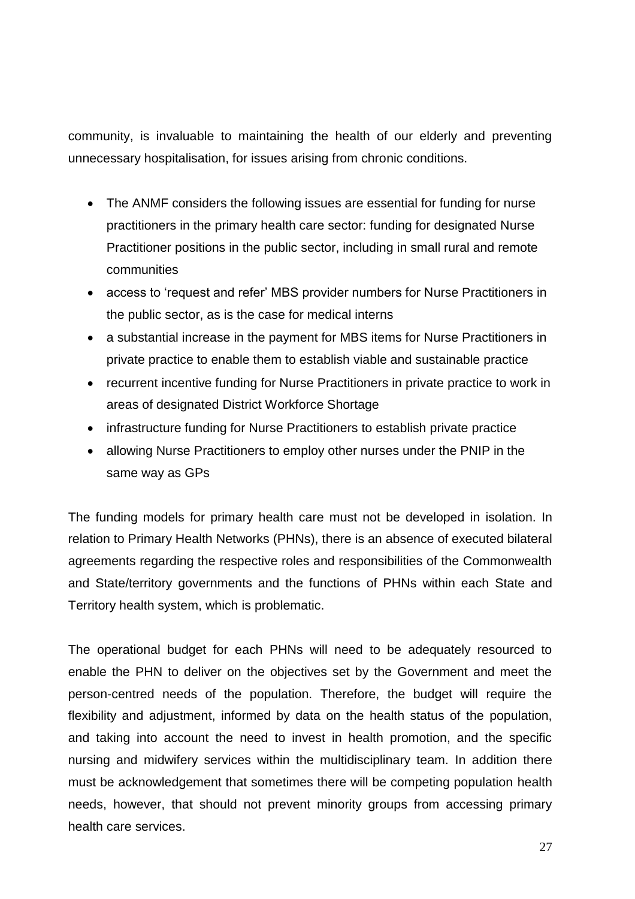community, is invaluable to maintaining the health of our elderly and preventing unnecessary hospitalisation, for issues arising from chronic conditions.

- The ANMF considers the following issues are essential for funding for nurse practitioners in the primary health care sector: funding for designated Nurse Practitioner positions in the public sector, including in small rural and remote communities
- access to 'request and refer' MBS provider numbers for Nurse Practitioners in the public sector, as is the case for medical interns
- a substantial increase in the payment for MBS items for Nurse Practitioners in private practice to enable them to establish viable and sustainable practice
- recurrent incentive funding for Nurse Practitioners in private practice to work in areas of designated District Workforce Shortage
- infrastructure funding for Nurse Practitioners to establish private practice
- allowing Nurse Practitioners to employ other nurses under the PNIP in the same way as GPs

The funding models for primary health care must not be developed in isolation. In relation to Primary Health Networks (PHNs), there is an absence of executed bilateral agreements regarding the respective roles and responsibilities of the Commonwealth and State/territory governments and the functions of PHNs within each State and Territory health system, which is problematic.

The operational budget for each PHNs will need to be adequately resourced to enable the PHN to deliver on the objectives set by the Government and meet the person-centred needs of the population. Therefore, the budget will require the flexibility and adjustment, informed by data on the health status of the population, and taking into account the need to invest in health promotion, and the specific nursing and midwifery services within the multidisciplinary team. In addition there must be acknowledgement that sometimes there will be competing population health needs, however, that should not prevent minority groups from accessing primary health care services.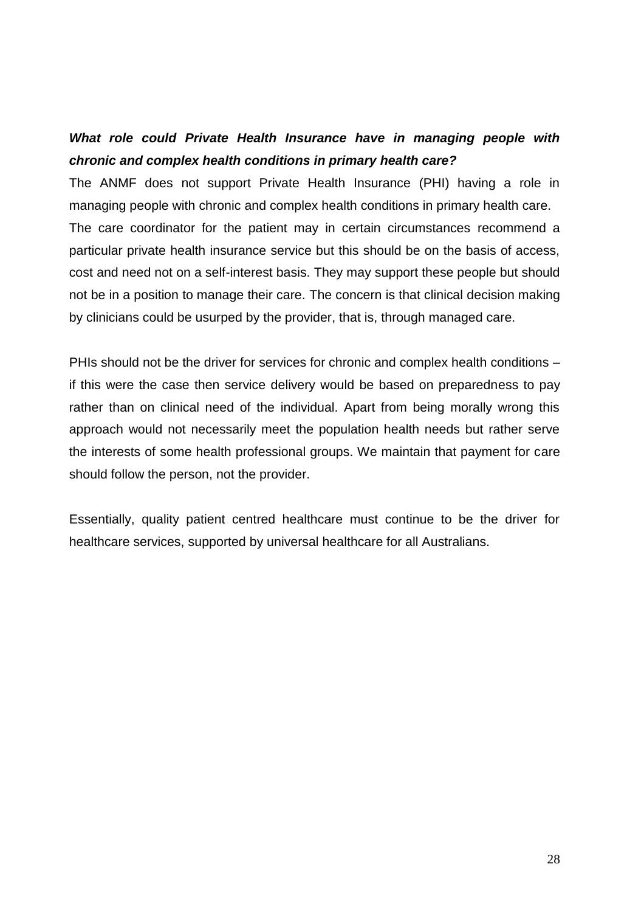***What role could Private Health Insurance have in managing people with chronic and complex health conditions in primary health care?***

The ANMF does not support Private Health Insurance (PHI) having a role in managing people with chronic and complex health conditions in primary health care. The care coordinator for the patient may in certain circumstances recommend a particular private health insurance service but this should be on the basis of access, cost and need not on a self-interest basis. They may support these people but should not be in a position to manage their care. The concern is that clinical decision making by clinicians could be usurped by the provider, that is, through managed care.

PHIs should not be the driver for services for chronic and complex health conditions – if this were the case then service delivery would be based on preparedness to pay rather than on clinical need of the individual. Apart from being morally wrong this approach would not necessarily meet the population health needs but rather serve the interests of some health professional groups. We maintain that payment for care should follow the person, not the provider.

Essentially, quality patient centred healthcare must continue to be the driver for healthcare services, supported by universal healthcare for all Australians.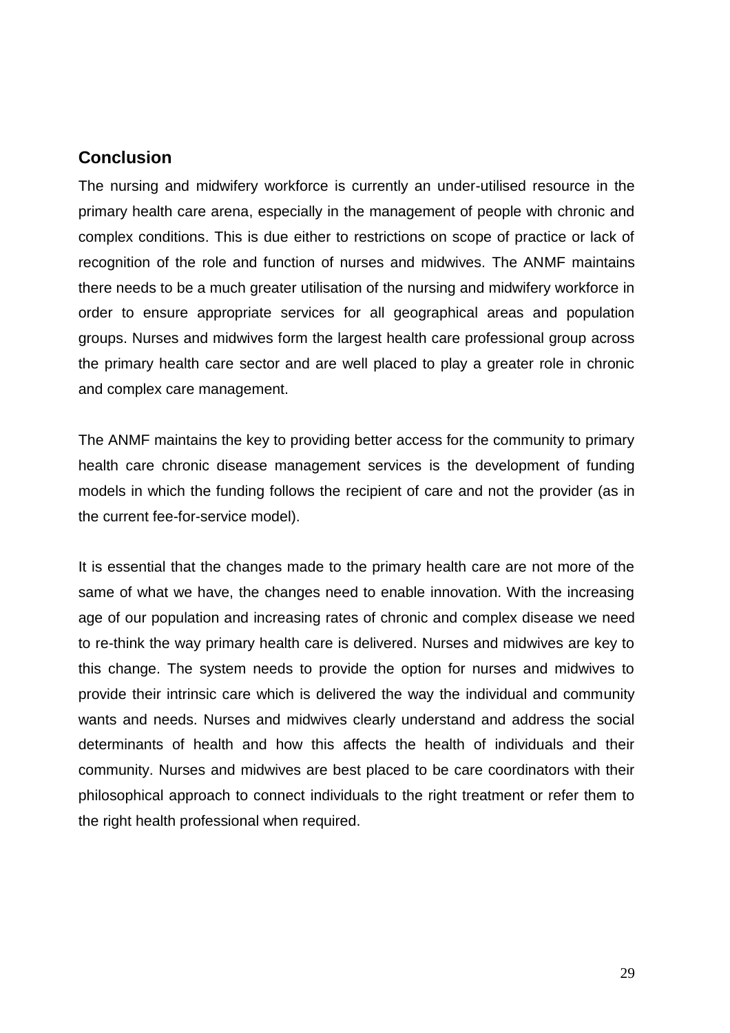## Conclusion

The nursing and midwifery workforce is currently an under-utilised resource in the primary health care arena, especially in the management of people with chronic and complex conditions. This is due either to restrictions on scope of practice or lack of recognition of the role and function of nurses and midwives. The ANMF maintains there needs to be a much greater utilisation of the nursing and midwifery workforce in order to ensure appropriate services for all geographical areas and population groups. Nurses and midwives form the largest health care professional group across the primary health care sector and are well placed to play a greater role in chronic and complex care management.

The ANMF maintains the key to providing better access for the community to primary health care chronic disease management services is the development of funding models in which the funding follows the recipient of care and not the provider (as in the current fee-for-service model).

It is essential that the changes made to the primary health care are not more of the same of what we have, the changes need to enable innovation. With the increasing age of our population and increasing rates of chronic and complex disease we need to re-think the way primary health care is delivered. Nurses and midwives are key to this change. The system needs to provide the option for nurses and midwives to provide their intrinsic care which is delivered the way the individual and community wants and needs. Nurses and midwives clearly understand and address the social determinants of health and how this affects the health of individuals and their community. Nurses and midwives are best placed to be care coordinators with their philosophical approach to connect individuals to the right treatment or refer them to the right health professional when required.